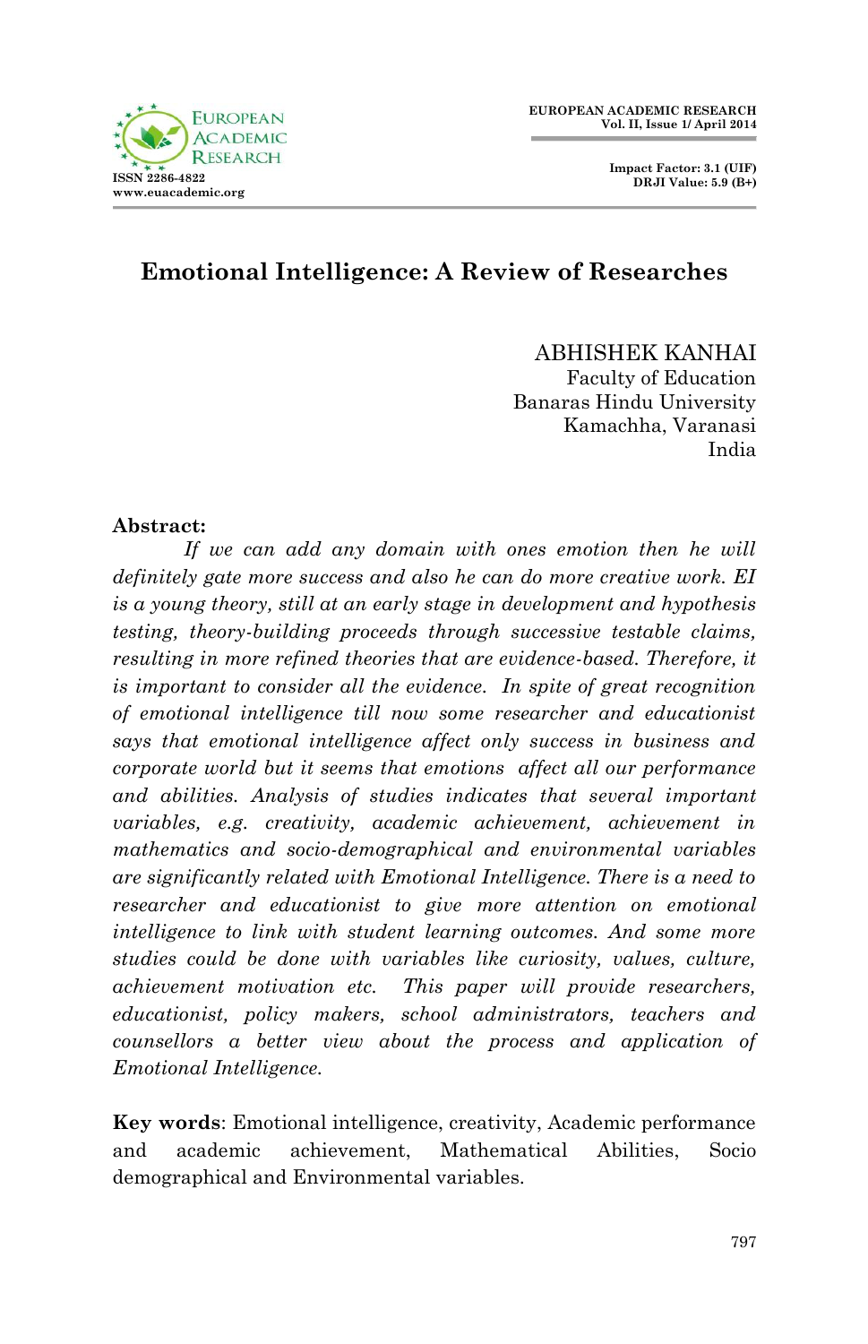# Emotional Intelligence: A Review of Researches

ABHISHEK KANHAI
Faculty of Education
Banaras Hindu University
Kamachha, Varanasi
India

**Abstract:**

*If we can add any domain with ones emotion then he will definitely gate more success and also he can do more creative work. EI is a young theory, still at an early stage in development and hypothesis testing, theory-building proceeds through successive testable claims, resulting in more refined theories that are evidence-based. Therefore, it is important to consider all the evidence. In spite of great recognition of emotional intelligence till now some researcher and educationist says that emotional intelligence affect only success in business and corporate world but it seems that emotions affect all our performance and abilities. Analysis of studies indicates that several important variables, e.g. creativity, academic achievement, achievement in mathematics and socio-demographical and environmental variables are significantly related with Emotional Intelligence. There is a need to researcher and educationist to give more attention on emotional intelligence to link with student learning outcomes. And some more studies could be done with variables like curiosity, values, culture, achievement motivation etc. This paper will provide researchers, educationist, policy makers, school administrators, teachers and counsellors a better view about the process and application of Emotional Intelligence.*

**Key words**: Emotional intelligence, creativity, Academic performance and academic achievement, Mathematical Abilities, Socio demographical and Environmental variables.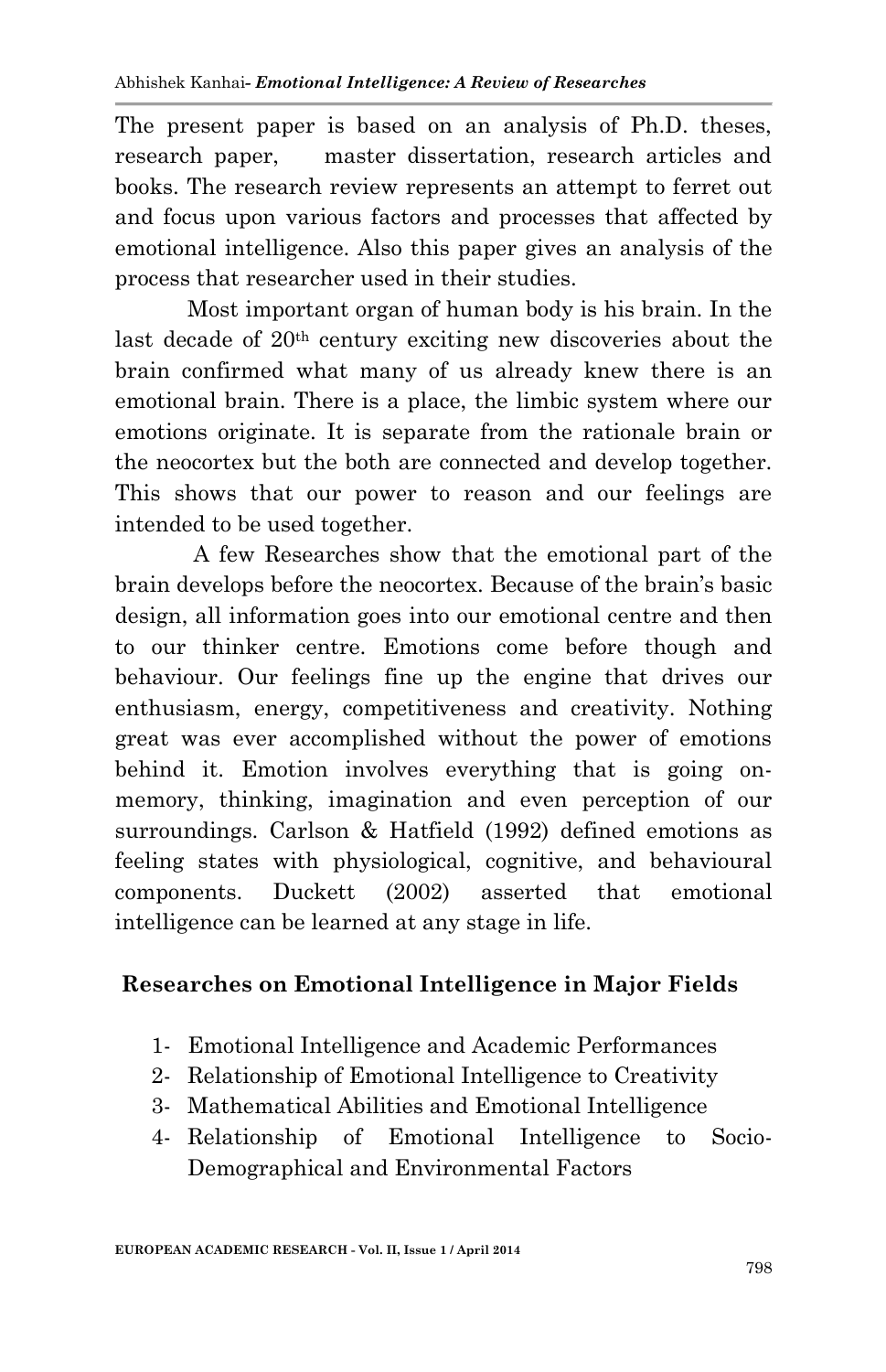The present paper is based on an analysis of Ph.D. theses, research paper, master dissertation, research articles and books. The research review represents an attempt to ferret out and focus upon various factors and processes that affected by emotional intelligence. Also this paper gives an analysis of the process that researcher used in their studies.

Most important organ of human body is his brain. In the last decade of 20th century exciting new discoveries about the brain confirmed what many of us already knew there is an emotional brain. There is a place, the limbic system where our emotions originate. It is separate from the rationale brain or the neocortex but the both are connected and develop together. This shows that our power to reason and our feelings are intended to be used together.

A few Researches show that the emotional part of the brain develops before the neocortex. Because of the brain's basic design, all information goes into our emotional centre and then to our thinker centre. Emotions come before though and behaviour. Our feelings fine up the engine that drives our enthusiasm, energy, competitiveness and creativity. Nothing great was ever accomplished without the power of emotions behind it. Emotion involves everything that is going on- memory, thinking, imagination and even perception of our surroundings. Carlson & Hatfield (1992) defined emotions as feeling states with physiological, cognitive, and behavioural components. Duckett (2002) asserted that emotional intelligence can be learned at any stage in life.

## Researches on Emotional Intelligence in Major Fields

1- Emotional Intelligence and Academic Performances
2- Relationship of Emotional Intelligence to Creativity
3- Mathematical Abilities and Emotional Intelligence
4- Relationship of Emotional Intelligence to Socio-Demographical and Environmental Factors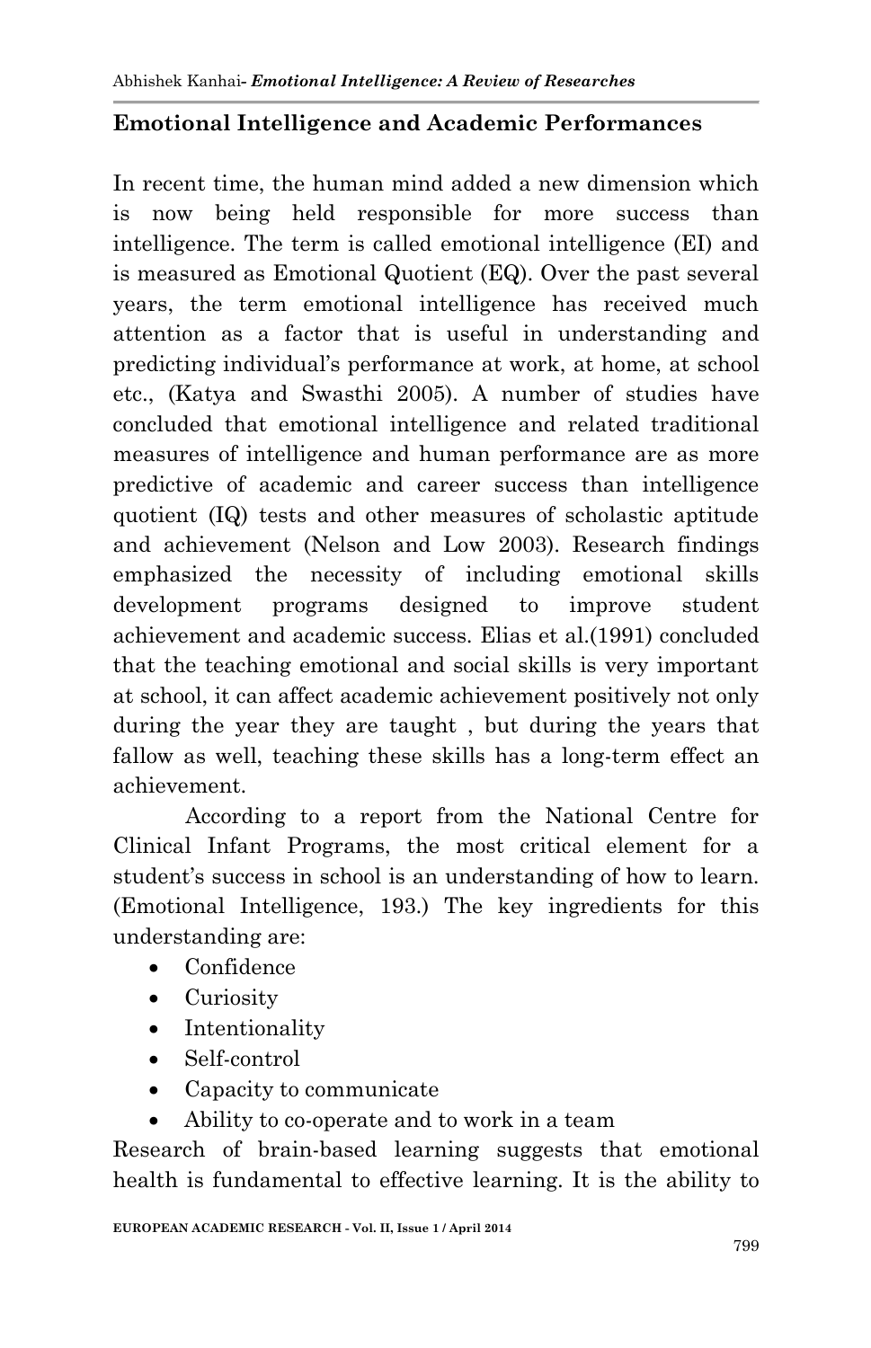## Emotional Intelligence and Academic Performances

In recent time, the human mind added a new dimension which is now being held responsible for more success than intelligence. The term is called emotional intelligence (EI) and is measured as Emotional Quotient (EQ). Over the past several years, the term emotional intelligence has received much attention as a factor that is useful in understanding and predicting individual's performance at work, at home, at school etc., (Katya and Swasthi 2005). A number of studies have concluded that emotional intelligence and related traditional measures of intelligence and human performance are as more predictive of academic and career success than intelligence quotient (IQ) tests and other measures of scholastic aptitude and achievement (Nelson and Low 2003). Research findings emphasized the necessity of including emotional skills development programs designed to improve student achievement and academic success. Elias et al.(1991) concluded that the teaching emotional and social skills is very important at school, it can affect academic achievement positively not only during the year they are taught , but during the years that fallow as well, teaching these skills has a long-term effect an achievement.

According to a report from the National Centre for Clinical Infant Programs, the most critical element for a student's success in school is an understanding of how to learn. (Emotional Intelligence, 193.) The key ingredients for this understanding are:

- Confidence
- Curiosity
- Intentionality
- Self-control
- Capacity to communicate
- Ability to co-operate and to work in a team

Research of brain-based learning suggests that emotional health is fundamental to effective learning. It is the ability to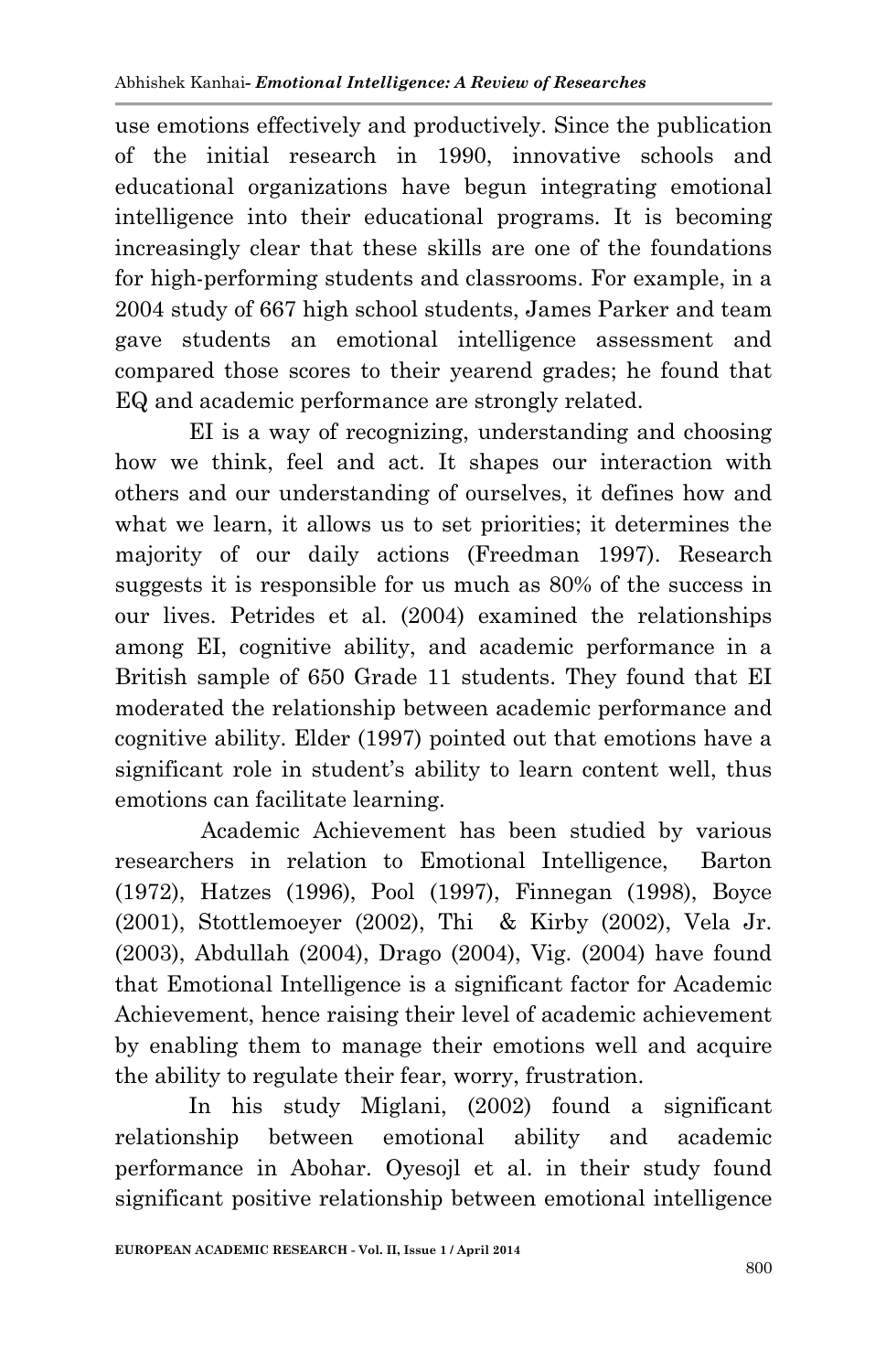use emotions effectively and productively. Since the publication of the initial research in 1990, innovative schools and educational organizations have begun integrating emotional intelligence into their educational programs. It is becoming increasingly clear that these skills are one of the foundations for high-performing students and classrooms. For example, in a 2004 study of 667 high school students, James Parker and team gave students an emotional intelligence assessment and compared those scores to their yearend grades; he found that EQ and academic performance are strongly related.

EI is a way of recognizing, understanding and choosing how we think, feel and act. It shapes our interaction with others and our understanding of ourselves, it defines how and what we learn, it allows us to set priorities; it determines the majority of our daily actions (Freedman 1997). Research suggests it is responsible for us much as 80% of the success in our lives. Petrides et al. (2004) examined the relationships among EI, cognitive ability, and academic performance in a British sample of 650 Grade 11 students. They found that EI moderated the relationship between academic performance and cognitive ability. Elder (1997) pointed out that emotions have a significant role in student's ability to learn content well, thus emotions can facilitate learning.

Academic Achievement has been studied by various researchers in relation to Emotional Intelligence, Barton (1972), Hatzes (1996), Pool (1997), Finnegan (1998), Boyce (2001), Stottlemoeyer (2002), Thi & Kirby (2002), Vela Jr. (2003), Abdullah (2004), Drago (2004), Vig. (2004) have found that Emotional Intelligence is a significant factor for Academic Achievement, hence raising their level of academic achievement by enabling them to manage their emotions well and acquire the ability to regulate their fear, worry, frustration.

In his study Miglani, (2002) found a significant relationship between emotional ability and academic performance in Abohar. Oyesojl et al. in their study found significant positive relationship between emotional intelligence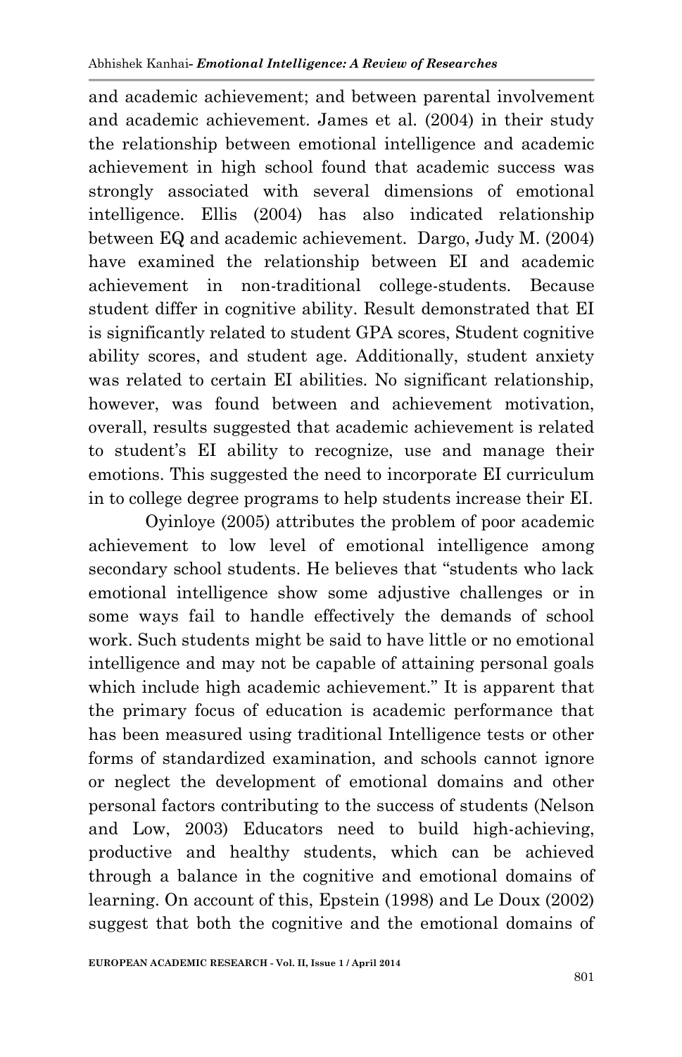and academic achievement; and between parental involvement and academic achievement. James et al. (2004) in their study the relationship between emotional intelligence and academic achievement in high school found that academic success was strongly associated with several dimensions of emotional intelligence. Ellis (2004) has also indicated relationship between EQ and academic achievement. Dargo, Judy M. (2004) have examined the relationship between EI and academic achievement in non-traditional college-students. Because student differ in cognitive ability. Result demonstrated that EI is significantly related to student GPA scores, Student cognitive ability scores, and student age. Additionally, student anxiety was related to certain EI abilities. No significant relationship, however, was found between and achievement motivation, overall, results suggested that academic achievement is related to student's EI ability to recognize, use and manage their emotions. This suggested the need to incorporate EI curriculum in to college degree programs to help students increase their EI.

Oyinloye (2005) attributes the problem of poor academic achievement to low level of emotional intelligence among secondary school students. He believes that "students who lack emotional intelligence show some adjustive challenges or in some ways fail to handle effectively the demands of school work. Such students might be said to have little or no emotional intelligence and may not be capable of attaining personal goals which include high academic achievement." It is apparent that the primary focus of education is academic performance that has been measured using traditional Intelligence tests or other forms of standardized examination, and schools cannot ignore or neglect the development of emotional domains and other personal factors contributing to the success of students (Nelson and Low, 2003) Educators need to build high-achieving, productive and healthy students, which can be achieved through a balance in the cognitive and emotional domains of learning. On account of this, Epstein (1998) and Le Doux (2002) suggest that both the cognitive and the emotional domains of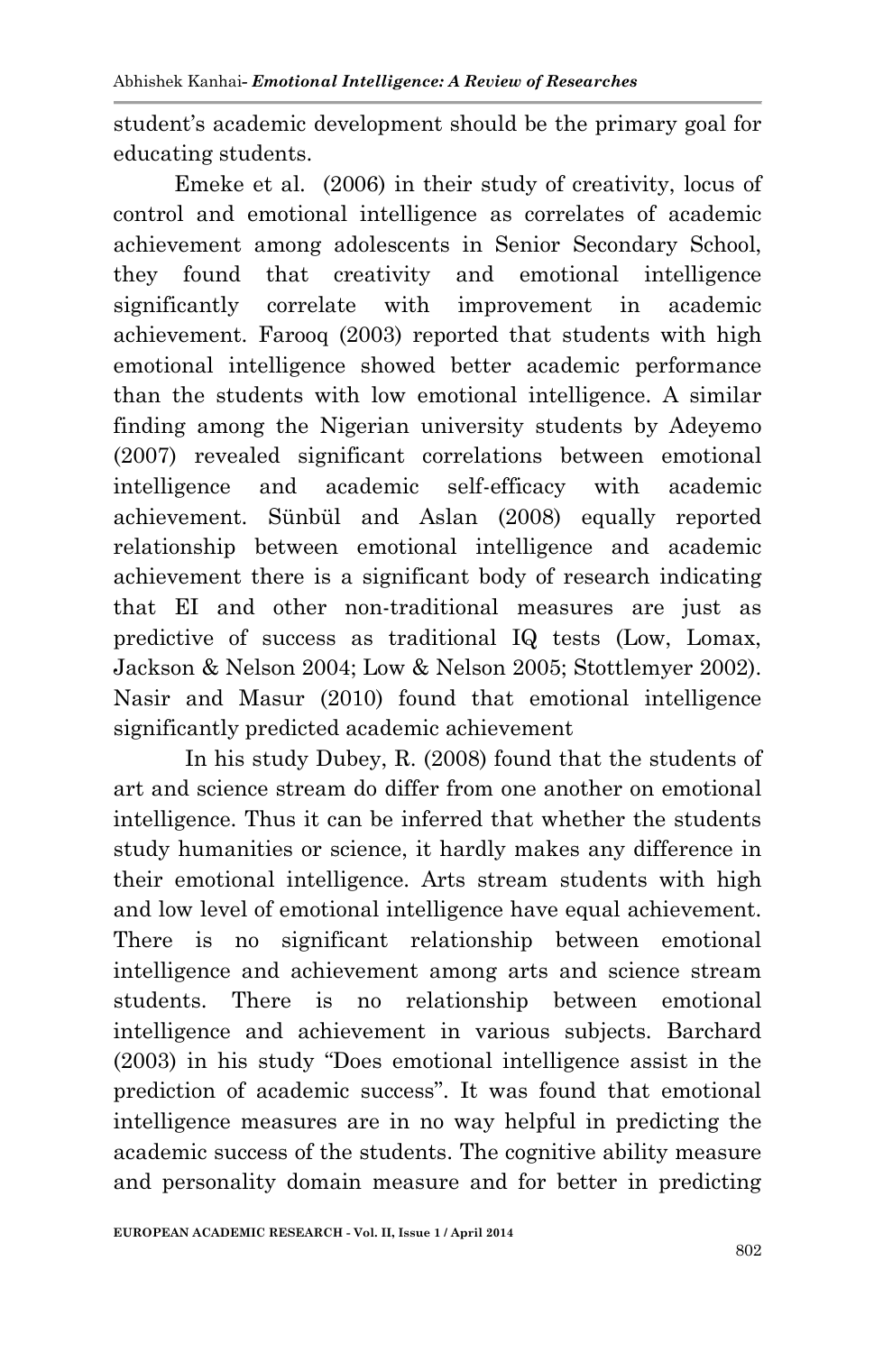student's academic development should be the primary goal for educating students.

Emeke et al. (2006) in their study of creativity, locus of control and emotional intelligence as correlates of academic achievement among adolescents in Senior Secondary School, they found that creativity and emotional intelligence significantly correlate with improvement in academic achievement. Farooq (2003) reported that students with high emotional intelligence showed better academic performance than the students with low emotional intelligence. A similar finding among the Nigerian university students by Adeyemo (2007) revealed significant correlations between emotional intelligence and academic self-efficacy with academic achievement. Sünbül and Aslan (2008) equally reported relationship between emotional intelligence and academic achievement there is a significant body of research indicating that EI and other non-traditional measures are just as predictive of success as traditional IQ tests (Low, Lomax, Jackson & Nelson 2004; Low & Nelson 2005; Stottlemyer 2002). Nasir and Masur (2010) found that emotional intelligence significantly predicted academic achievement

In his study Dubey, R. (2008) found that the students of art and science stream do differ from one another on emotional intelligence. Thus it can be inferred that whether the students study humanities or science, it hardly makes any difference in their emotional intelligence. Arts stream students with high and low level of emotional intelligence have equal achievement. There is no significant relationship between emotional intelligence and achievement among arts and science stream students. There is no relationship between emotional intelligence and achievement in various subjects. Barchard (2003) in his study "Does emotional intelligence assist in the prediction of academic success". It was found that emotional intelligence measures are in no way helpful in predicting the academic success of the students. The cognitive ability measure and personality domain measure and for better in predicting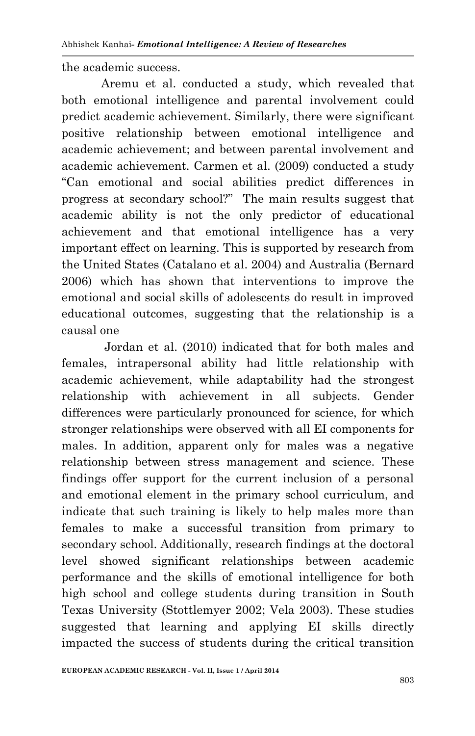the academic success.

Aremu et al. conducted a study, which revealed that both emotional intelligence and parental involvement could predict academic achievement. Similarly, there were significant positive relationship between emotional intelligence and academic achievement; and between parental involvement and academic achievement. Carmen et al. (2009) conducted a study "Can emotional and social abilities predict differences in progress at secondary school?" The main results suggest that academic ability is not the only predictor of educational achievement and that emotional intelligence has a very important effect on learning. This is supported by research from the United States (Catalano et al. 2004) and Australia (Bernard 2006) which has shown that interventions to improve the emotional and social skills of adolescents do result in improved educational outcomes, suggesting that the relationship is a causal one

Jordan et al. (2010) indicated that for both males and females, intrapersonal ability had little relationship with academic achievement, while adaptability had the strongest relationship with achievement in all subjects. Gender differences were particularly pronounced for science, for which stronger relationships were observed with all EI components for males. In addition, apparent only for males was a negative relationship between stress management and science. These findings offer support for the current inclusion of a personal and emotional element in the primary school curriculum, and indicate that such training is likely to help males more than females to make a successful transition from primary to secondary school. Additionally, research findings at the doctoral level showed significant relationships between academic performance and the skills of emotional intelligence for both high school and college students during transition in South Texas University (Stottlemyer 2002; Vela 2003). These studies suggested that learning and applying EI skills directly impacted the success of students during the critical transition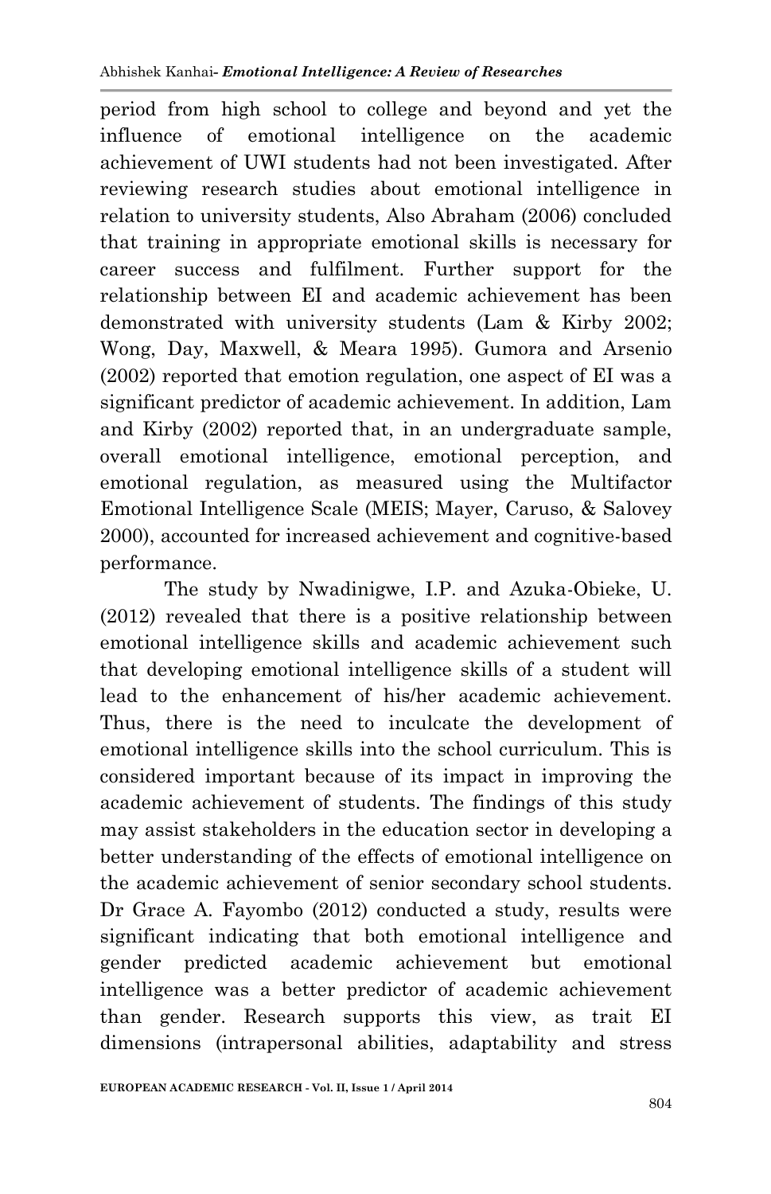period from high school to college and beyond and yet the influence of emotional intelligence on the academic achievement of UWI students had not been investigated. After reviewing research studies about emotional intelligence in relation to university students, Also Abraham (2006) concluded that training in appropriate emotional skills is necessary for career success and fulfilment. Further support for the relationship between EI and academic achievement has been demonstrated with university students (Lam & Kirby 2002; Wong, Day, Maxwell, & Meara 1995). Gumora and Arsenio (2002) reported that emotion regulation, one aspect of EI was a significant predictor of academic achievement. In addition, Lam and Kirby (2002) reported that, in an undergraduate sample, overall emotional intelligence, emotional perception, and emotional regulation, as measured using the Multifactor Emotional Intelligence Scale (MEIS; Mayer, Caruso, & Salovey 2000), accounted for increased achievement and cognitive-based performance.

The study by Nwadinigwe, I.P. and Azuka-Obieke, U. (2012) revealed that there is a positive relationship between emotional intelligence skills and academic achievement such that developing emotional intelligence skills of a student will lead to the enhancement of his/her academic achievement. Thus, there is the need to inculcate the development of emotional intelligence skills into the school curriculum. This is considered important because of its impact in improving the academic achievement of students. The findings of this study may assist stakeholders in the education sector in developing a better understanding of the effects of emotional intelligence on the academic achievement of senior secondary school students. Dr Grace A. Fayombo (2012) conducted a study, results were significant indicating that both emotional intelligence and gender predicted academic achievement but emotional intelligence was a better predictor of academic achievement than gender. Research supports this view, as trait EI dimensions (intrapersonal abilities, adaptability and stress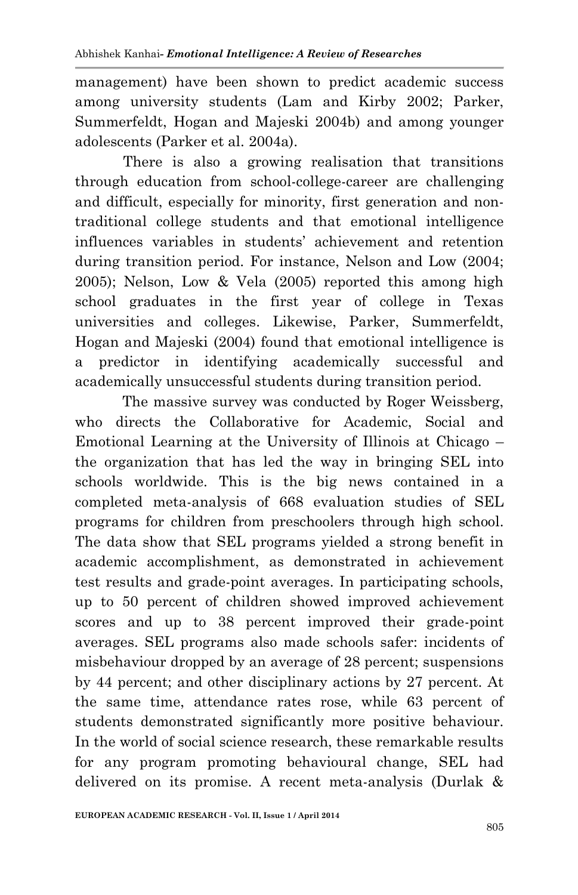management) have been shown to predict academic success among university students (Lam and Kirby 2002; Parker, Summerfeldt, Hogan and Majeski 2004b) and among younger adolescents (Parker et al. 2004a).

There is also a growing realisation that transitions through education from school-college-career are challenging and difficult, especially for minority, first generation and non-traditional college students and that emotional intelligence influences variables in students' achievement and retention during transition period. For instance, Nelson and Low (2004; 2005); Nelson, Low & Vela (2005) reported this among high school graduates in the first year of college in Texas universities and colleges. Likewise, Parker, Summerfeldt, Hogan and Majeski (2004) found that emotional intelligence is a predictor in identifying academically successful and academically unsuccessful students during transition period.

The massive survey was conducted by Roger Weissberg, who directs the Collaborative for Academic, Social and Emotional Learning at the University of Illinois at Chicago – the organization that has led the way in bringing SEL into schools worldwide. This is the big news contained in a completed meta-analysis of 668 evaluation studies of SEL programs for children from preschoolers through high school. The data show that SEL programs yielded a strong benefit in academic accomplishment, as demonstrated in achievement test results and grade-point averages. In participating schools, up to 50 percent of children showed improved achievement scores and up to 38 percent improved their grade-point averages. SEL programs also made schools safer: incidents of misbehaviour dropped by an average of 28 percent; suspensions by 44 percent; and other disciplinary actions by 27 percent. At the same time, attendance rates rose, while 63 percent of students demonstrated significantly more positive behaviour. In the world of social science research, these remarkable results for any program promoting behavioural change, SEL had delivered on its promise. A recent meta-analysis (Durlak &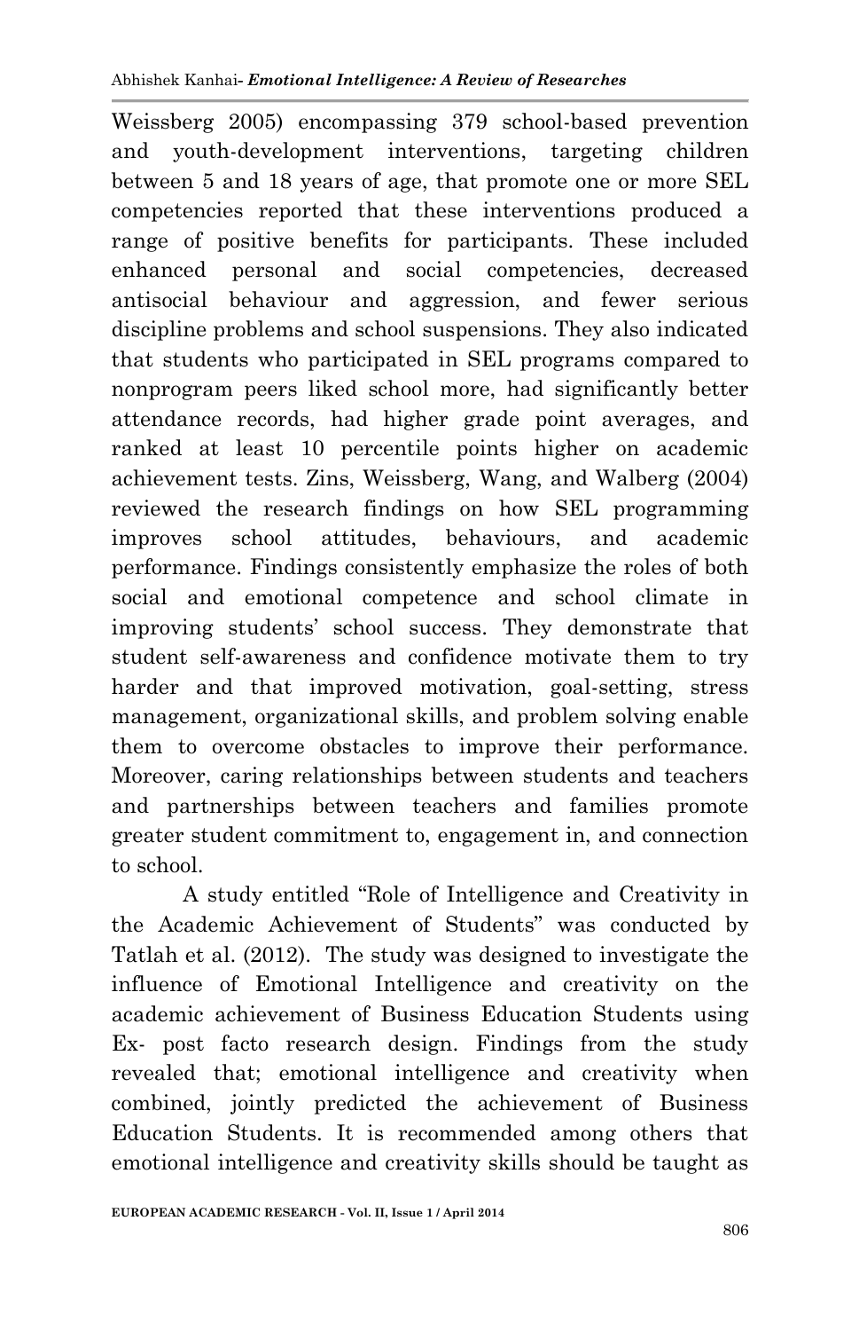Weissberg 2005) encompassing 379 school-based prevention and youth-development interventions, targeting children between 5 and 18 years of age, that promote one or more SEL competencies reported that these interventions produced a range of positive benefits for participants. These included enhanced personal and social competencies, decreased antisocial behaviour and aggression, and fewer serious discipline problems and school suspensions. They also indicated that students who participated in SEL programs compared to nonprogram peers liked school more, had significantly better attendance records, had higher grade point averages, and ranked at least 10 percentile points higher on academic achievement tests. Zins, Weissberg, Wang, and Walberg (2004) reviewed the research findings on how SEL programming improves school attitudes, behaviours, and academic performance. Findings consistently emphasize the roles of both social and emotional competence and school climate in improving students' school success. They demonstrate that student self-awareness and confidence motivate them to try harder and that improved motivation, goal-setting, stress management, organizational skills, and problem solving enable them to overcome obstacles to improve their performance. Moreover, caring relationships between students and teachers and partnerships between teachers and families promote greater student commitment to, engagement in, and connection to school.

A study entitled "Role of Intelligence and Creativity in the Academic Achievement of Students" was conducted by Tatlah et al. (2012). The study was designed to investigate the influence of Emotional Intelligence and creativity on the academic achievement of Business Education Students using Ex- post facto research design. Findings from the study revealed that; emotional intelligence and creativity when combined, jointly predicted the achievement of Business Education Students. It is recommended among others that emotional intelligence and creativity skills should be taught as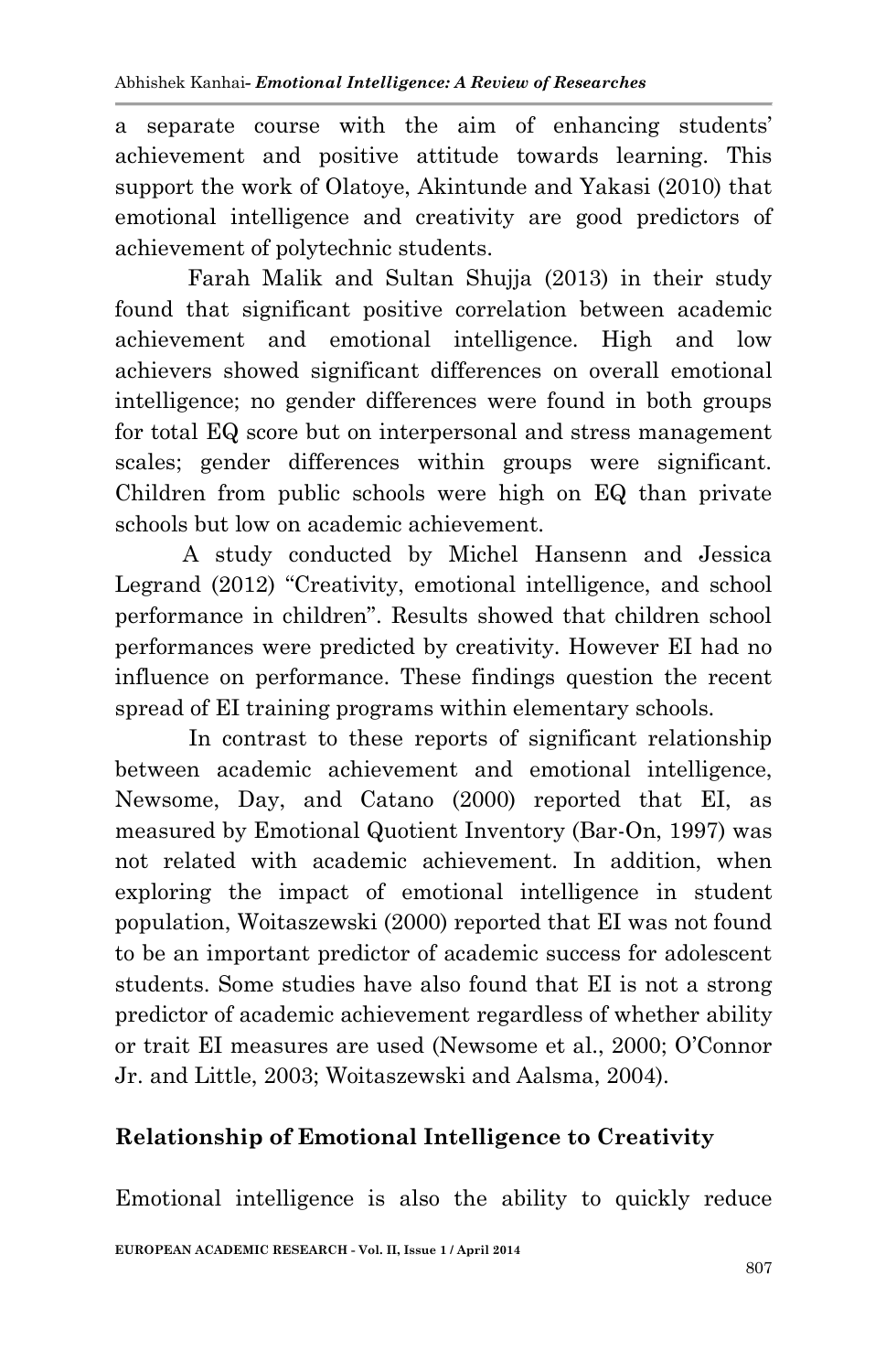a separate course with the aim of enhancing students' achievement and positive attitude towards learning. This support the work of Olatoye, Akintunde and Yakasi (2010) that emotional intelligence and creativity are good predictors of achievement of polytechnic students.

Farah Malik and Sultan Shujja (2013) in their study found that significant positive correlation between academic achievement and emotional intelligence. High and low achievers showed significant differences on overall emotional intelligence; no gender differences were found in both groups for total EQ score but on interpersonal and stress management scales; gender differences within groups were significant. Children from public schools were high on EQ than private schools but low on academic achievement.

A study conducted by Michel Hansenn and Jessica Legrand (2012) "Creativity, emotional intelligence, and school performance in children". Results showed that children school performances were predicted by creativity. However EI had no influence on performance. These findings question the recent spread of EI training programs within elementary schools.

In contrast to these reports of significant relationship between academic achievement and emotional intelligence, Newsome, Day, and Catano (2000) reported that EI, as measured by Emotional Quotient Inventory (Bar-On, 1997) was not related with academic achievement. In addition, when exploring the impact of emotional intelligence in student population, Woitaszewski (2000) reported that EI was not found to be an important predictor of academic success for adolescent students. Some studies have also found that EI is not a strong predictor of academic achievement regardless of whether ability or trait EI measures are used (Newsome et al., 2000; O'Connor Jr. and Little, 2003; Woitaszewski and Aalsma, 2004).

## Relationship of Emotional Intelligence to Creativity

Emotional intelligence is also the ability to quickly reduce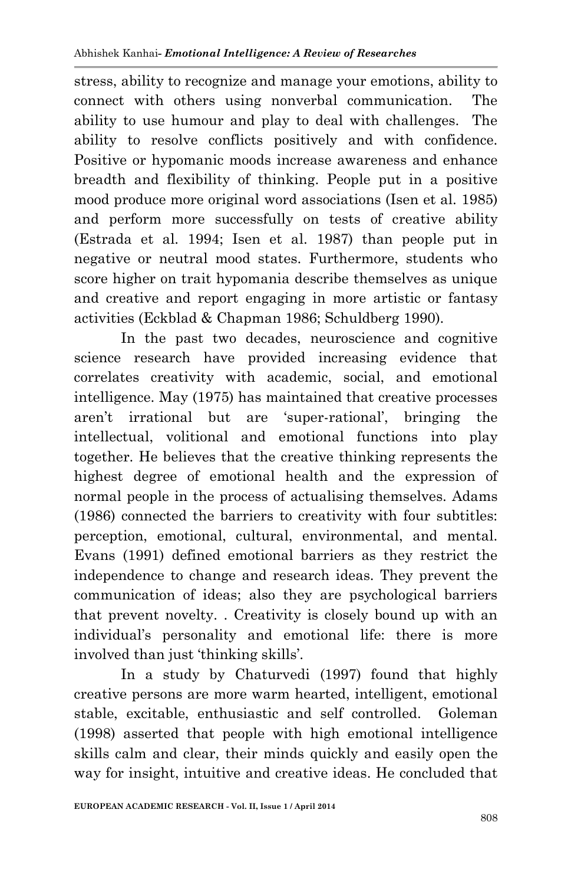stress, ability to recognize and manage your emotions, ability to connect with others using nonverbal communication. The ability to use humour and play to deal with challenges. The ability to resolve conflicts positively and with confidence. Positive or hypomanic moods increase awareness and enhance breadth and flexibility of thinking. People put in a positive mood produce more original word associations (Isen et al. 1985) and perform more successfully on tests of creative ability (Estrada et al. 1994; Isen et al. 1987) than people put in negative or neutral mood states. Furthermore, students who score higher on trait hypomania describe themselves as unique and creative and report engaging in more artistic or fantasy activities (Eckblad & Chapman 1986; Schuldberg 1990).

In the past two decades, neuroscience and cognitive science research have provided increasing evidence that correlates creativity with academic, social, and emotional intelligence. May (1975) has maintained that creative processes aren't irrational but are 'super-rational', bringing the intellectual, volitional and emotional functions into play together. He believes that the creative thinking represents the highest degree of emotional health and the expression of normal people in the process of actualising themselves. Adams (1986) connected the barriers to creativity with four subtitles: perception, emotional, cultural, environmental, and mental. Evans (1991) defined emotional barriers as they restrict the independence to change and research ideas. They prevent the communication of ideas; also they are psychological barriers that prevent novelty. . Creativity is closely bound up with an individual's personality and emotional life: there is more involved than just 'thinking skills'.

In a study by Chaturvedi (1997) found that highly creative persons are more warm hearted, intelligent, emotional stable, excitable, enthusiastic and self controlled. Goleman (1998) asserted that people with high emotional intelligence skills calm and clear, their minds quickly and easily open the way for insight, intuitive and creative ideas. He concluded that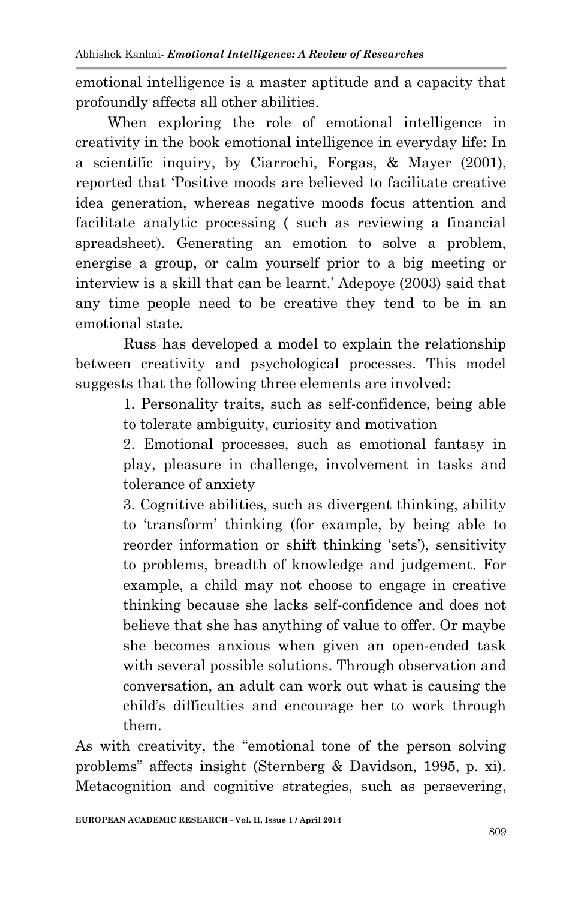emotional intelligence is a master aptitude and a capacity that profoundly affects all other abilities.

When exploring the role of emotional intelligence in creativity in the book emotional intelligence in everyday life: In a scientific inquiry, by Ciarrochi, Forgas, & Mayer (2001), reported that 'Positive moods are believed to facilitate creative idea generation, whereas negative moods focus attention and facilitate analytic processing ( such as reviewing a financial spreadsheet). Generating an emotion to solve a problem, energise a group, or calm yourself prior to a big meeting or interview is a skill that can be learnt.' Adepoye (2003) said that any time people need to be creative they tend to be in an emotional state.

Russ has developed a model to explain the relationship between creativity and psychological processes. This model suggests that the following three elements are involved:

1. Personality traits, such as self-confidence, being able to tolerate ambiguity, curiosity and motivation
2. Emotional processes, such as emotional fantasy in play, pleasure in challenge, involvement in tasks and tolerance of anxiety
3. Cognitive abilities, such as divergent thinking, ability to 'transform' thinking (for example, by being able to reorder information or shift thinking 'sets'), sensitivity to problems, breadth of knowledge and judgement. For example, a child may not choose to engage in creative thinking because she lacks self-confidence and does not believe that she has anything of value to offer. Or maybe she becomes anxious when given an open-ended task with several possible solutions. Through observation and conversation, an adult can work out what is causing the child's difficulties and encourage her to work through them.

As with creativity, the "emotional tone of the person solving problems" affects insight (Sternberg & Davidson, 1995, p. xi). Metacognition and cognitive strategies, such as persevering,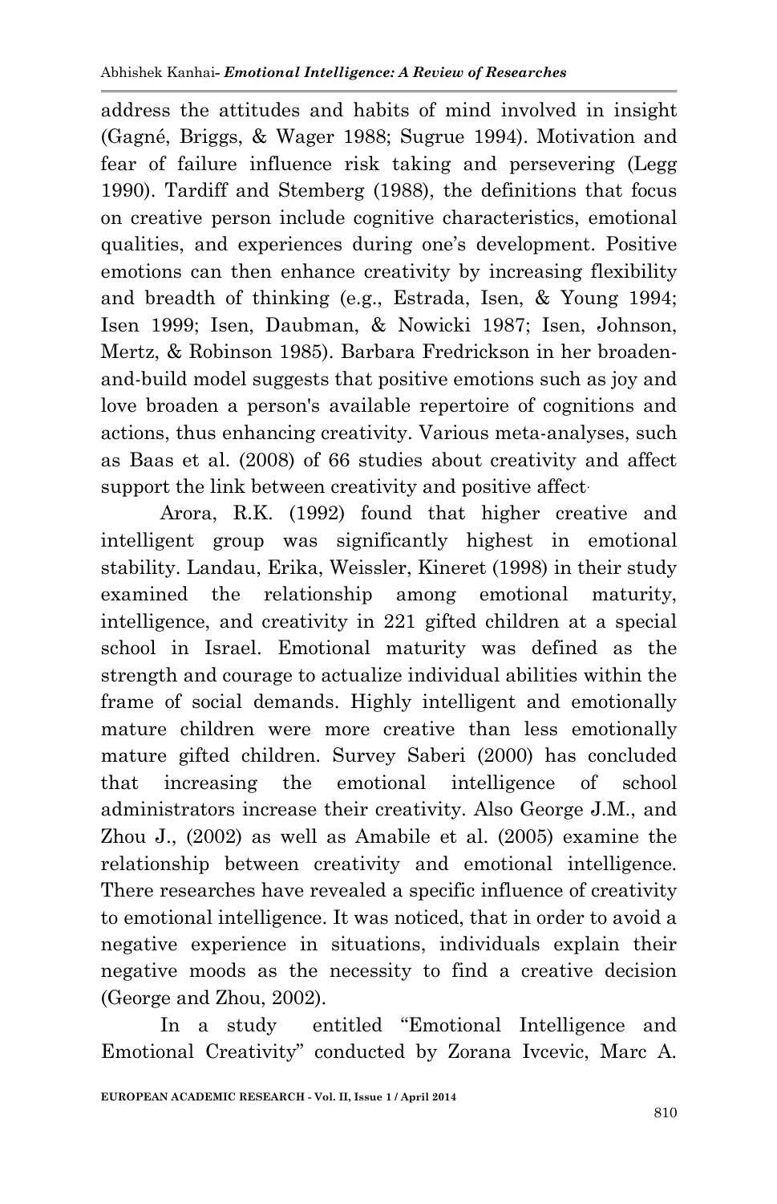address the attitudes and habits of mind involved in insight (Gagné, Briggs, & Wager 1988; Sugrue 1994). Motivation and fear of failure influence risk taking and persevering (Legg 1990). Tardiff and Stemberg (1988), the definitions that focus on creative person include cognitive characteristics, emotional qualities, and experiences during one's development. Positive emotions can then enhance creativity by increasing flexibility and breadth of thinking (e.g., Estrada, Isen, & Young 1994; Isen 1999; Isen, Daubman, & Nowicki 1987; Isen, Johnson, Mertz, & Robinson 1985). Barbara Fredrickson in her broaden-and-build model suggests that positive emotions such as joy and love broaden a person's available repertoire of cognitions and actions, thus enhancing creativity. Various meta-analyses, such as Baas et al. (2008) of 66 studies about creativity and affect support the link between creativity and positive affect.

Arora, R.K. (1992) found that higher creative and intelligent group was significantly highest in emotional stability. Landau, Erika, Weissler, Kineret (1998) in their study examined the relationship among emotional maturity, intelligence, and creativity in 221 gifted children at a special school in Israel. Emotional maturity was defined as the strength and courage to actualize individual abilities within the frame of social demands. Highly intelligent and emotionally mature children were more creative than less emotionally mature gifted children. Survey Saberi (2000) has concluded that increasing the emotional intelligence of school administrators increase their creativity. Also George J.M., and Zhou J., (2002) as well as Amabile et al. (2005) examine the relationship between creativity and emotional intelligence. There researches have revealed a specific influence of creativity to emotional intelligence. It was noticed, that in order to avoid a negative experience in situations, individuals explain their negative moods as the necessity to find a creative decision (George and Zhou, 2002).

In a study entitled "Emotional Intelligence and Emotional Creativity" conducted by Zorana Ivcevic, Marc A.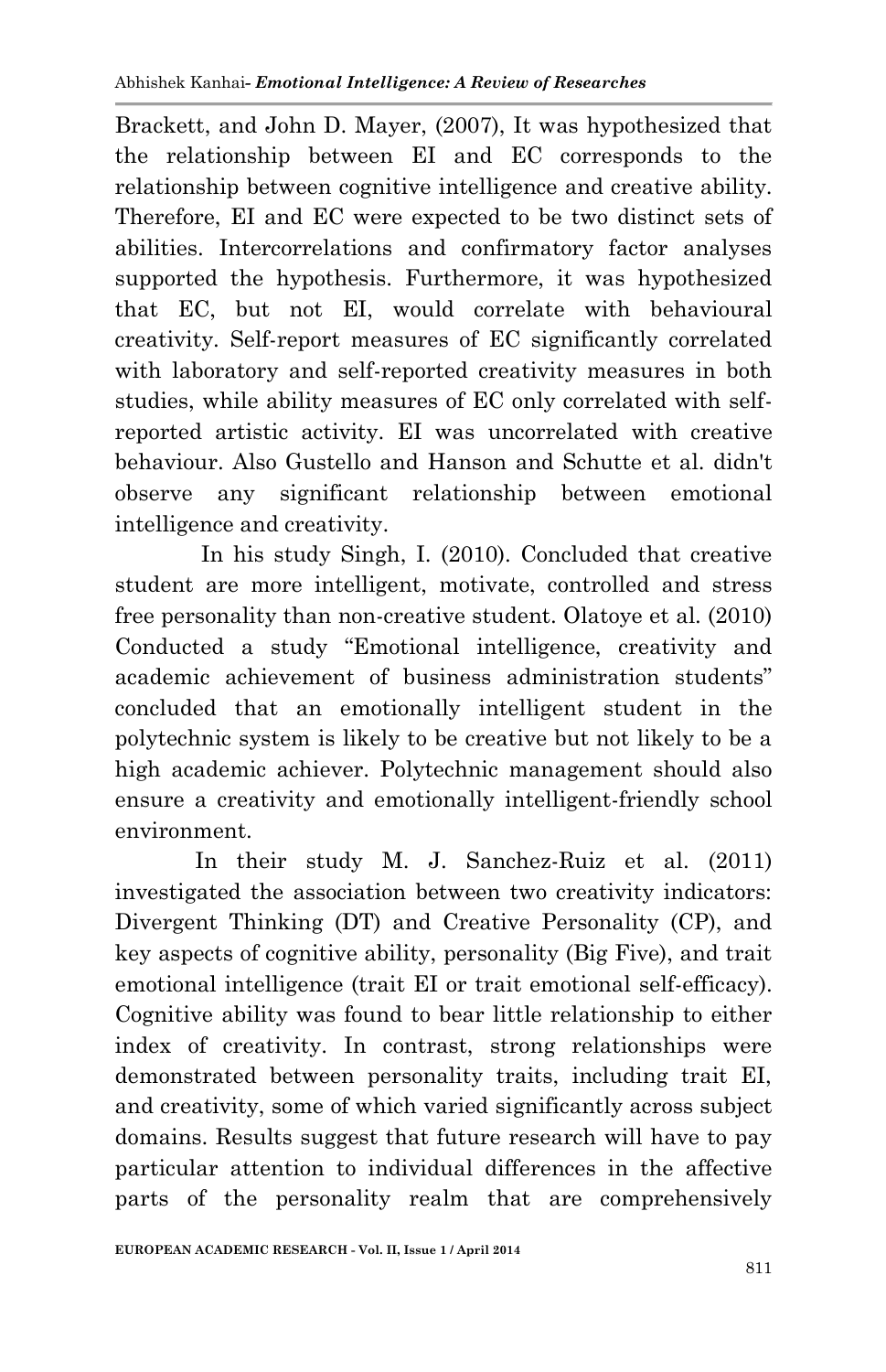Brackett, and John D. Mayer, (2007), It was hypothesized that the relationship between EI and EC corresponds to the relationship between cognitive intelligence and creative ability. Therefore, EI and EC were expected to be two distinct sets of abilities. Intercorrelations and confirmatory factor analyses supported the hypothesis. Furthermore, it was hypothesized that EC, but not EI, would correlate with behavioural creativity. Self-report measures of EC significantly correlated with laboratory and self-reported creativity measures in both studies, while ability measures of EC only correlated with self-reported artistic activity. EI was uncorrelated with creative behaviour. Also Gustello and Hanson and Schutte et al. didn't observe any significant relationship between emotional intelligence and creativity.

In his study Singh, I. (2010). Concluded that creative student are more intelligent, motivate, controlled and stress free personality than non-creative student. Olatoye et al. (2010) Conducted a study "Emotional intelligence, creativity and academic achievement of business administration students" concluded that an emotionally intelligent student in the polytechnic system is likely to be creative but not likely to be a high academic achiever. Polytechnic management should also ensure a creativity and emotionally intelligent-friendly school environment.

In their study M. J. Sanchez-Ruiz et al. (2011) investigated the association between two creativity indicators: Divergent Thinking (DT) and Creative Personality (CP), and key aspects of cognitive ability, personality (Big Five), and trait emotional intelligence (trait EI or trait emotional self-efficacy). Cognitive ability was found to bear little relationship to either index of creativity. In contrast, strong relationships were demonstrated between personality traits, including trait EI, and creativity, some of which varied significantly across subject domains. Results suggest that future research will have to pay particular attention to individual differences in the affective parts of the personality realm that are comprehensively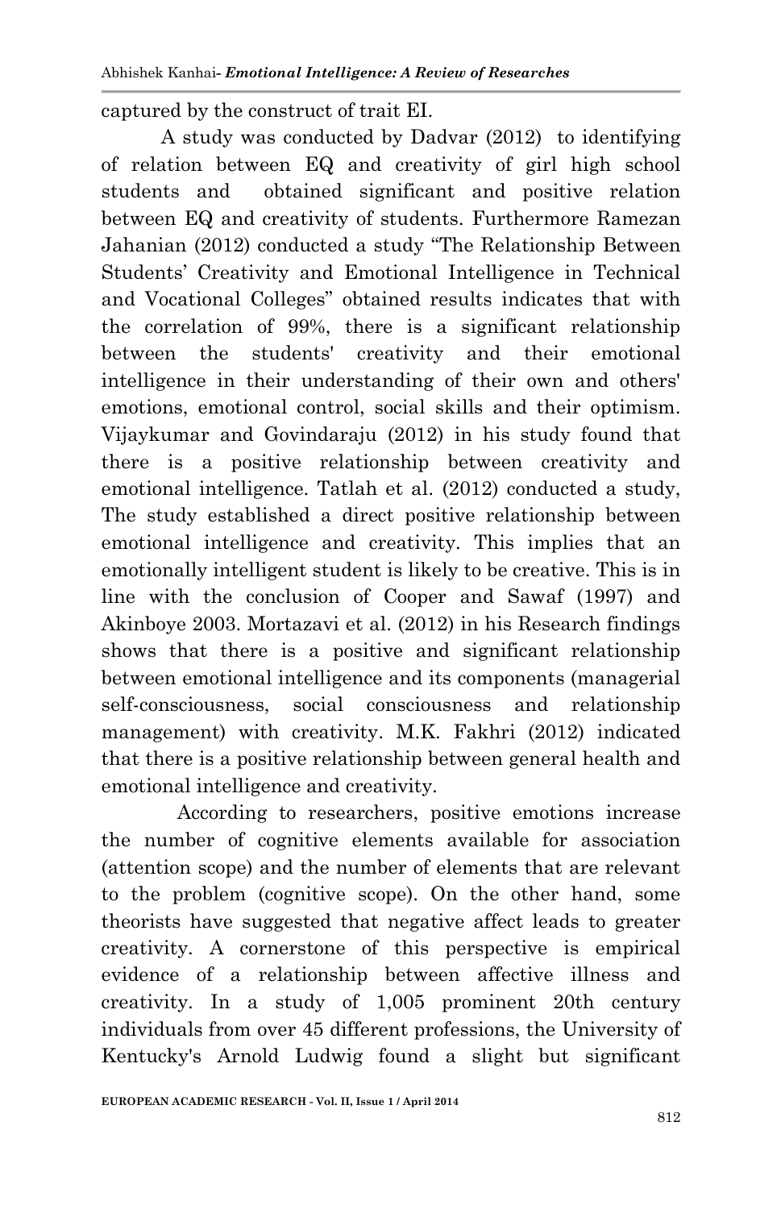captured by the construct of trait EI.

A study was conducted by Dadvar (2012) to identifying of relation between EQ and creativity of girl high school students and obtained significant and positive relation between EQ and creativity of students. Furthermore Ramezan Jahanian (2012) conducted a study "The Relationship Between Students' Creativity and Emotional Intelligence in Technical and Vocational Colleges" obtained results indicates that with the correlation of 99%, there is a significant relationship between the students' creativity and their emotional intelligence in their understanding of their own and others' emotions, emotional control, social skills and their optimism. Vijaykumar and Govindaraju (2012) in his study found that there is a positive relationship between creativity and emotional intelligence. Tatlah et al. (2012) conducted a study, The study established a direct positive relationship between emotional intelligence and creativity. This implies that an emotionally intelligent student is likely to be creative. This is in line with the conclusion of Cooper and Sawaf (1997) and Akinboye 2003. Mortazavi et al. (2012) in his Research findings shows that there is a positive and significant relationship between emotional intelligence and its components (managerial self-consciousness, social consciousness and relationship management) with creativity. M.K. Fakhri (2012) indicated that there is a positive relationship between general health and emotional intelligence and creativity.

According to researchers, positive emotions increase the number of cognitive elements available for association (attention scope) and the number of elements that are relevant to the problem (cognitive scope). On the other hand, some theorists have suggested that negative affect leads to greater creativity. A cornerstone of this perspective is empirical evidence of a relationship between affective illness and creativity. In a study of 1,005 prominent 20th century individuals from over 45 different professions, the University of Kentucky's Arnold Ludwig found a slight but significant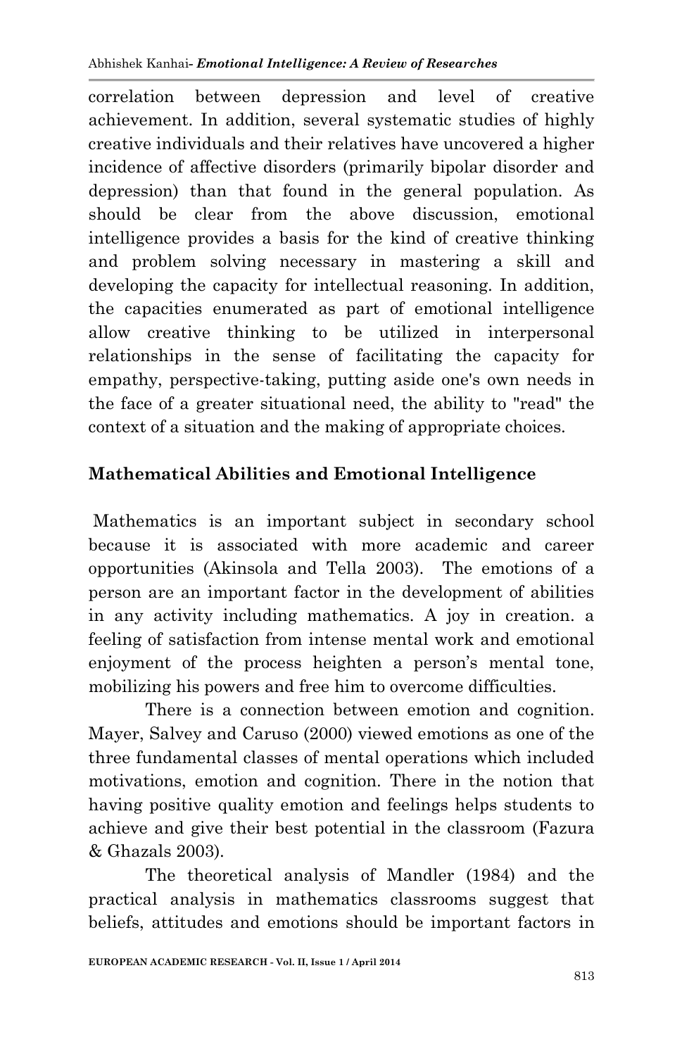correlation between depression and level of creative achievement. In addition, several systematic studies of highly creative individuals and their relatives have uncovered a higher incidence of affective disorders (primarily bipolar disorder and depression) than that found in the general population. As should be clear from the above discussion, emotional intelligence provides a basis for the kind of creative thinking and problem solving necessary in mastering a skill and developing the capacity for intellectual reasoning. In addition, the capacities enumerated as part of emotional intelligence allow creative thinking to be utilized in interpersonal relationships in the sense of facilitating the capacity for empathy, perspective-taking, putting aside one's own needs in the face of a greater situational need, the ability to "read" the context of a situation and the making of appropriate choices.

## Mathematical Abilities and Emotional Intelligence

Mathematics is an important subject in secondary school because it is associated with more academic and career opportunities (Akinsola and Tella 2003). The emotions of a person are an important factor in the development of abilities in any activity including mathematics. A joy in creation. a feeling of satisfaction from intense mental work and emotional enjoyment of the process heighten a person's mental tone, mobilizing his powers and free him to overcome difficulties.

There is a connection between emotion and cognition. Mayer, Salvey and Caruso (2000) viewed emotions as one of the three fundamental classes of mental operations which included motivations, emotion and cognition. There in the notion that having positive quality emotion and feelings helps students to achieve and give their best potential in the classroom (Fazura & Ghazals 2003).

The theoretical analysis of Mandler (1984) and the practical analysis in mathematics classrooms suggest that beliefs, attitudes and emotions should be important factors in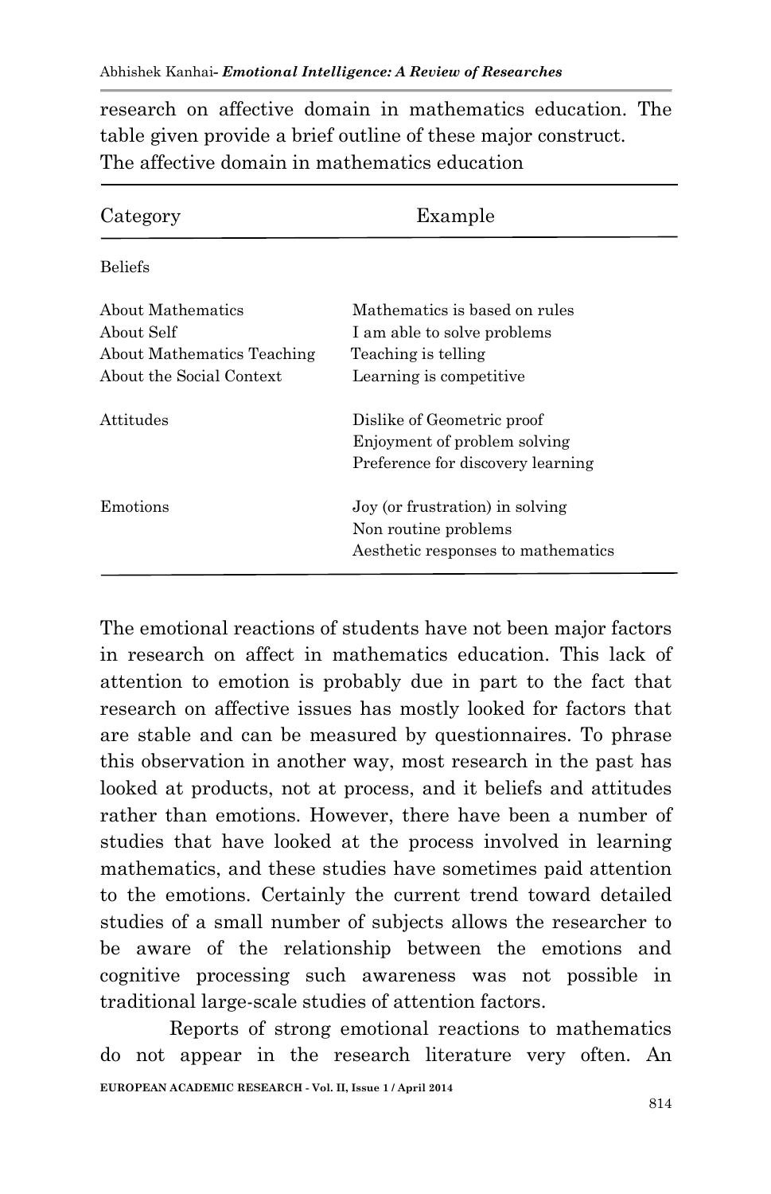research on affective domain in mathematics education. The table given provide a brief outline of these major construct.
The affective domain in mathematics education

| Category | Example |
|---|---|
| Beliefs | |
| About Mathematics | Mathematics is based on rules |
| About Self | I am able to solve problems |
| About Mathematics Teaching | Teaching is telling |
| About the Social Context | Learning is competitive |
| Attitudes | Dislike of Geometric proof<br>Enjoyment of problem solving<br>Preference for discovery learning |
| Emotions | Joy (or frustration) in solving<br>Non routine problems<br>Aesthetic responses to mathematics |

The emotional reactions of students have not been major factors in research on affect in mathematics education. This lack of attention to emotion is probably due in part to the fact that research on affective issues has mostly looked for factors that are stable and can be measured by questionnaires. To phrase this observation in another way, most research in the past has looked at products, not at process, and it beliefs and attitudes rather than emotions. However, there have been a number of studies that have looked at the process involved in learning mathematics, and these studies have sometimes paid attention to the emotions. Certainly the current trend toward detailed studies of a small number of subjects allows the researcher to be aware of the relationship between the emotions and cognitive processing such awareness was not possible in traditional large-scale studies of attention factors.

Reports of strong emotional reactions to mathematics do not appear in the research literature very often. An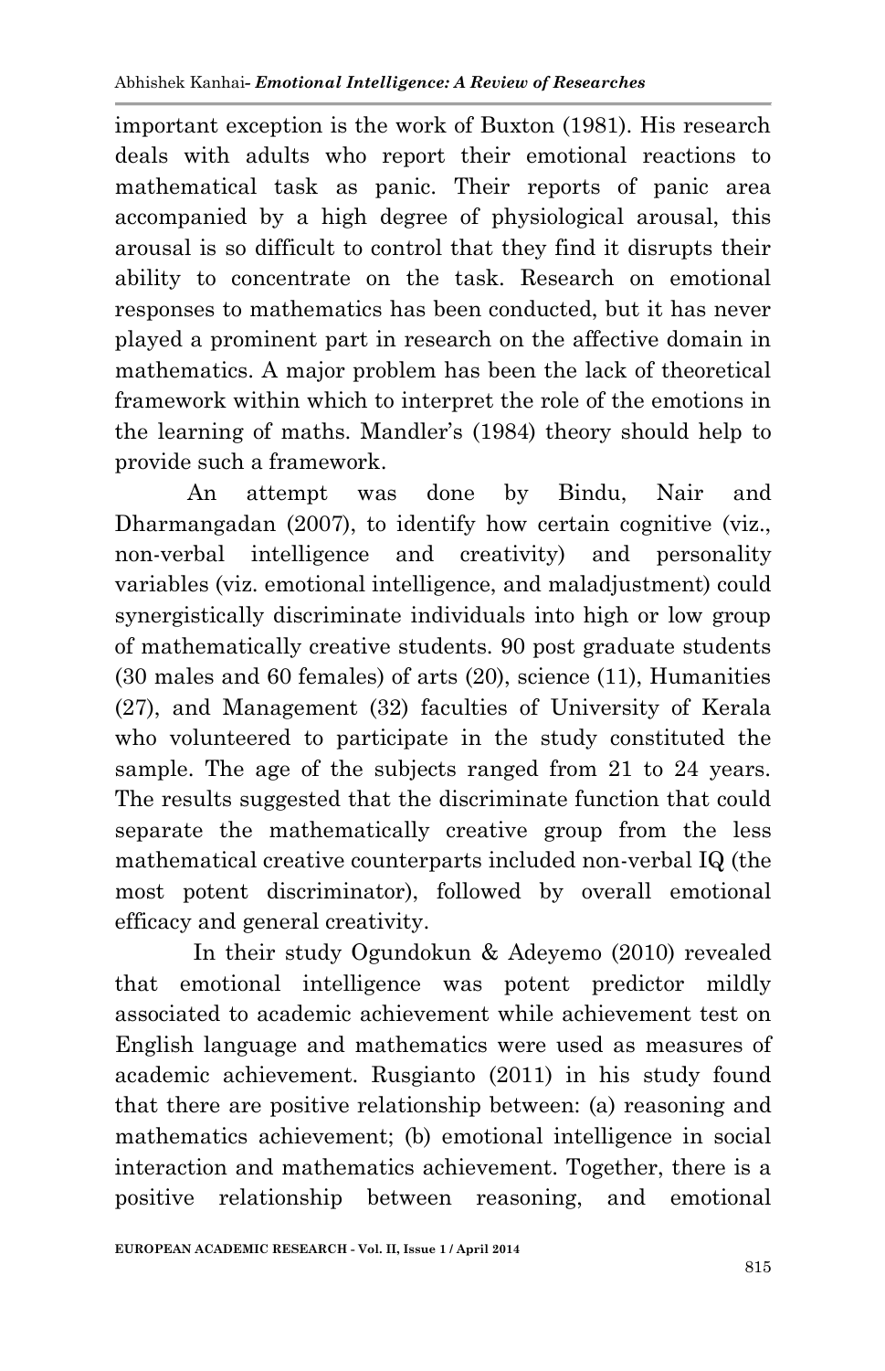important exception is the work of Buxton (1981). His research deals with adults who report their emotional reactions to mathematical task as panic. Their reports of panic area accompanied by a high degree of physiological arousal, this arousal is so difficult to control that they find it disrupts their ability to concentrate on the task. Research on emotional responses to mathematics has been conducted, but it has never played a prominent part in research on the affective domain in mathematics. A major problem has been the lack of theoretical framework within which to interpret the role of the emotions in the learning of maths. Mandler's (1984) theory should help to provide such a framework.

An attempt was done by Bindu, Nair and Dharmangadan (2007), to identify how certain cognitive (viz., non-verbal intelligence and creativity) and personality variables (viz. emotional intelligence, and maladjustment) could synergistically discriminate individuals into high or low group of mathematically creative students. 90 post graduate students (30 males and 60 females) of arts (20), science (11), Humanities (27), and Management (32) faculties of University of Kerala who volunteered to participate in the study constituted the sample. The age of the subjects ranged from 21 to 24 years. The results suggested that the discriminate function that could separate the mathematically creative group from the less mathematical creative counterparts included non-verbal IQ (the most potent discriminator), followed by overall emotional efficacy and general creativity.

In their study Ogundokun & Adeyemo (2010) revealed that emotional intelligence was potent predictor mildly associated to academic achievement while achievement test on English language and mathematics were used as measures of academic achievement. Rusgianto (2011) in his study found that there are positive relationship between: (a) reasoning and mathematics achievement; (b) emotional intelligence in social interaction and mathematics achievement. Together, there is a positive relationship between reasoning, and emotional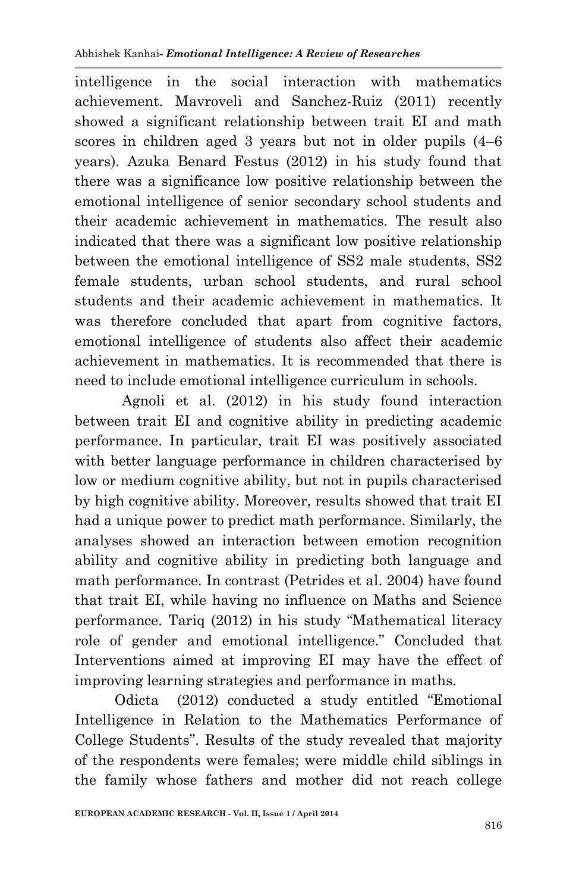intelligence in the social interaction with mathematics achievement. Mavroveli and Sanchez-Ruiz (2011) recently showed a significant relationship between trait EI and math scores in children aged 3 years but not in older pupils (4–6 years). Azuka Benard Festus (2012) in his study found that there was a significance low positive relationship between the emotional intelligence of senior secondary school students and their academic achievement in mathematics. The result also indicated that there was a significant low positive relationship between the emotional intelligence of SS2 male students, SS2 female students, urban school students, and rural school students and their academic achievement in mathematics. It was therefore concluded that apart from cognitive factors, emotional intelligence of students also affect their academic achievement in mathematics. It is recommended that there is need to include emotional intelligence curriculum in schools.

Agnoli et al. (2012) in his study found interaction between trait EI and cognitive ability in predicting academic performance. In particular, trait EI was positively associated with better language performance in children characterised by low or medium cognitive ability, but not in pupils characterised by high cognitive ability. Moreover, results showed that trait EI had a unique power to predict math performance. Similarly, the analyses showed an interaction between emotion recognition ability and cognitive ability in predicting both language and math performance. In contrast (Petrides et al. 2004) have found that trait EI, while having no influence on Maths and Science performance. Tariq (2012) in his study "Mathematical literacy role of gender and emotional intelligence." Concluded that Interventions aimed at improving EI may have the effect of improving learning strategies and performance in maths.

Odicta (2012) conducted a study entitled "Emotional Intelligence in Relation to the Mathematics Performance of College Students". Results of the study revealed that majority of the respondents were females; were middle child siblings in the family whose fathers and mother did not reach college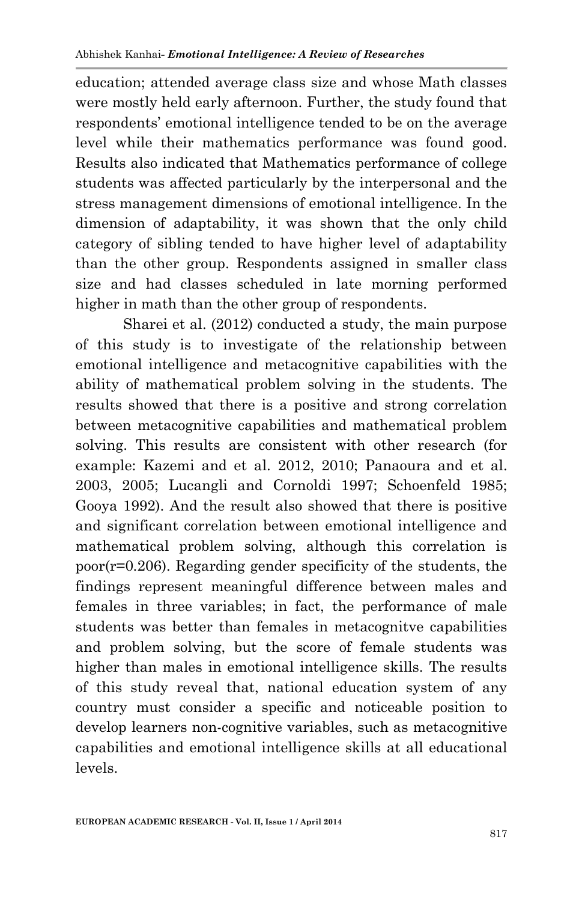education; attended average class size and whose Math classes were mostly held early afternoon. Further, the study found that respondents' emotional intelligence tended to be on the average level while their mathematics performance was found good. Results also indicated that Mathematics performance of college students was affected particularly by the interpersonal and the stress management dimensions of emotional intelligence. In the dimension of adaptability, it was shown that the only child category of sibling tended to have higher level of adaptability than the other group. Respondents assigned in smaller class size and had classes scheduled in late morning performed higher in math than the other group of respondents.

Sharei et al. (2012) conducted a study, the main purpose of this study is to investigate of the relationship between emotional intelligence and metacognitive capabilities with the ability of mathematical problem solving in the students. The results showed that there is a positive and strong correlation between metacognitive capabilities and mathematical problem solving. This results are consistent with other research (for example: Kazemi and et al. 2012, 2010; Panaoura and et al. 2003, 2005; Lucangli and Cornoldi 1997; Schoenfeld 1985; Gooya 1992). And the result also showed that there is positive and significant correlation between emotional intelligence and mathematical problem solving, although this correlation is poor($r=0.206$). Regarding gender specificity of the students, the findings represent meaningful difference between males and females in three variables; in fact, the performance of male students was better than females in metacognitve capabilities and problem solving, but the score of female students was higher than males in emotional intelligence skills. The results of this study reveal that, national education system of any country must consider a specific and noticeable position to develop learners non-cognitive variables, such as metacognitive capabilities and emotional intelligence skills at all educational levels.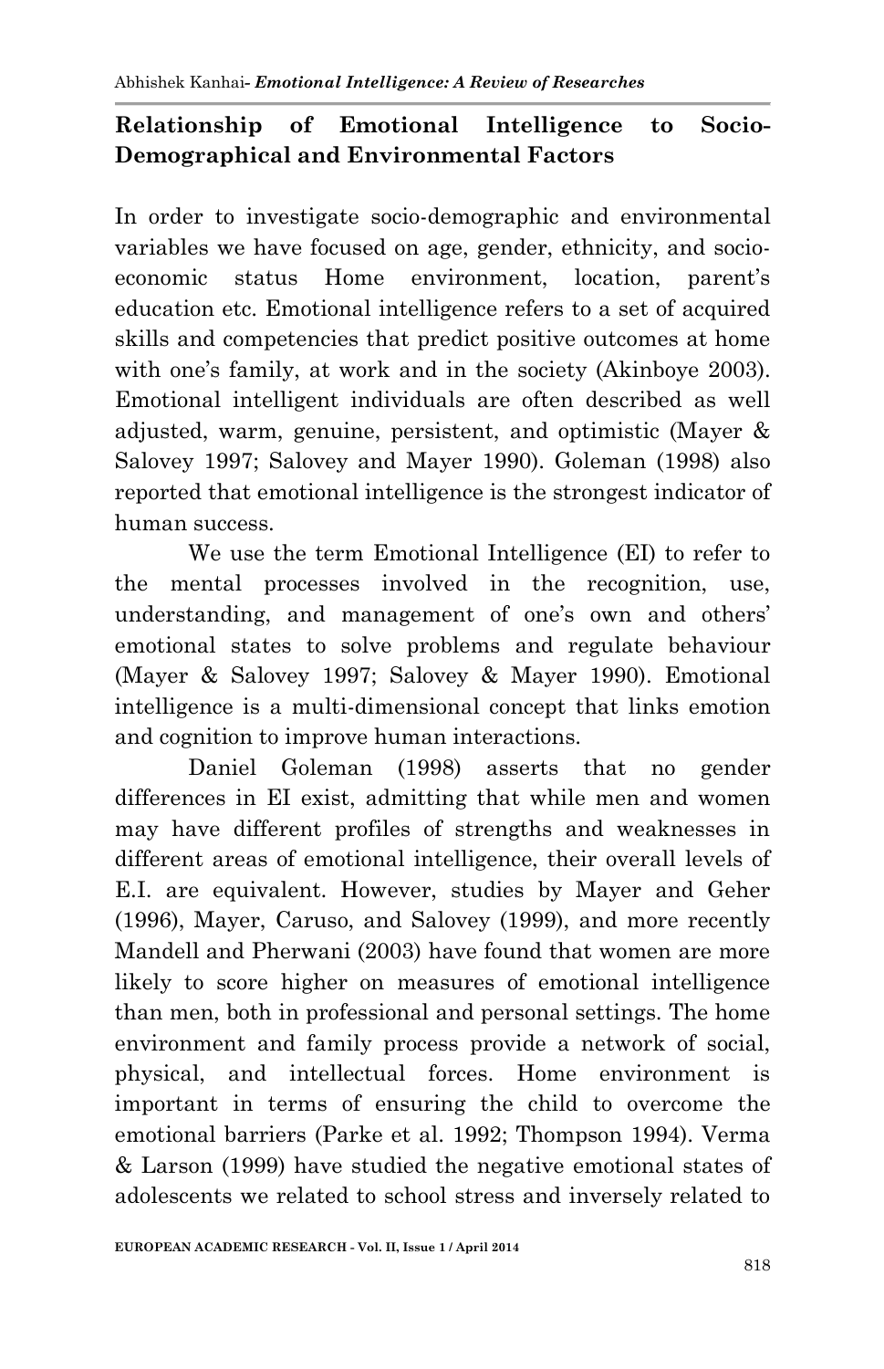## Relationship of Emotional Intelligence to Socio-Demographical and Environmental Factors

In order to investigate socio-demographic and environmental variables we have focused on age, gender, ethnicity, and socio-economic status Home environment, location, parent's education etc. Emotional intelligence refers to a set of acquired skills and competencies that predict positive outcomes at home with one's family, at work and in the society (Akinboye 2003). Emotional intelligent individuals are often described as well adjusted, warm, genuine, persistent, and optimistic (Mayer & Salovey 1997; Salovey and Mayer 1990). Goleman (1998) also reported that emotional intelligence is the strongest indicator of human success.

We use the term Emotional Intelligence (EI) to refer to the mental processes involved in the recognition, use, understanding, and management of one's own and others' emotional states to solve problems and regulate behaviour (Mayer & Salovey 1997; Salovey & Mayer 1990). Emotional intelligence is a multi-dimensional concept that links emotion and cognition to improve human interactions.

Daniel Goleman (1998) asserts that no gender differences in EI exist, admitting that while men and women may have different profiles of strengths and weaknesses in different areas of emotional intelligence, their overall levels of E.I. are equivalent. However, studies by Mayer and Geher (1996), Mayer, Caruso, and Salovey (1999), and more recently Mandell and Pherwani (2003) have found that women are more likely to score higher on measures of emotional intelligence than men, both in professional and personal settings. The home environment and family process provide a network of social, physical, and intellectual forces. Home environment is important in terms of ensuring the child to overcome the emotional barriers (Parke et al. 1992; Thompson 1994). Verma & Larson (1999) have studied the negative emotional states of adolescents we related to school stress and inversely related to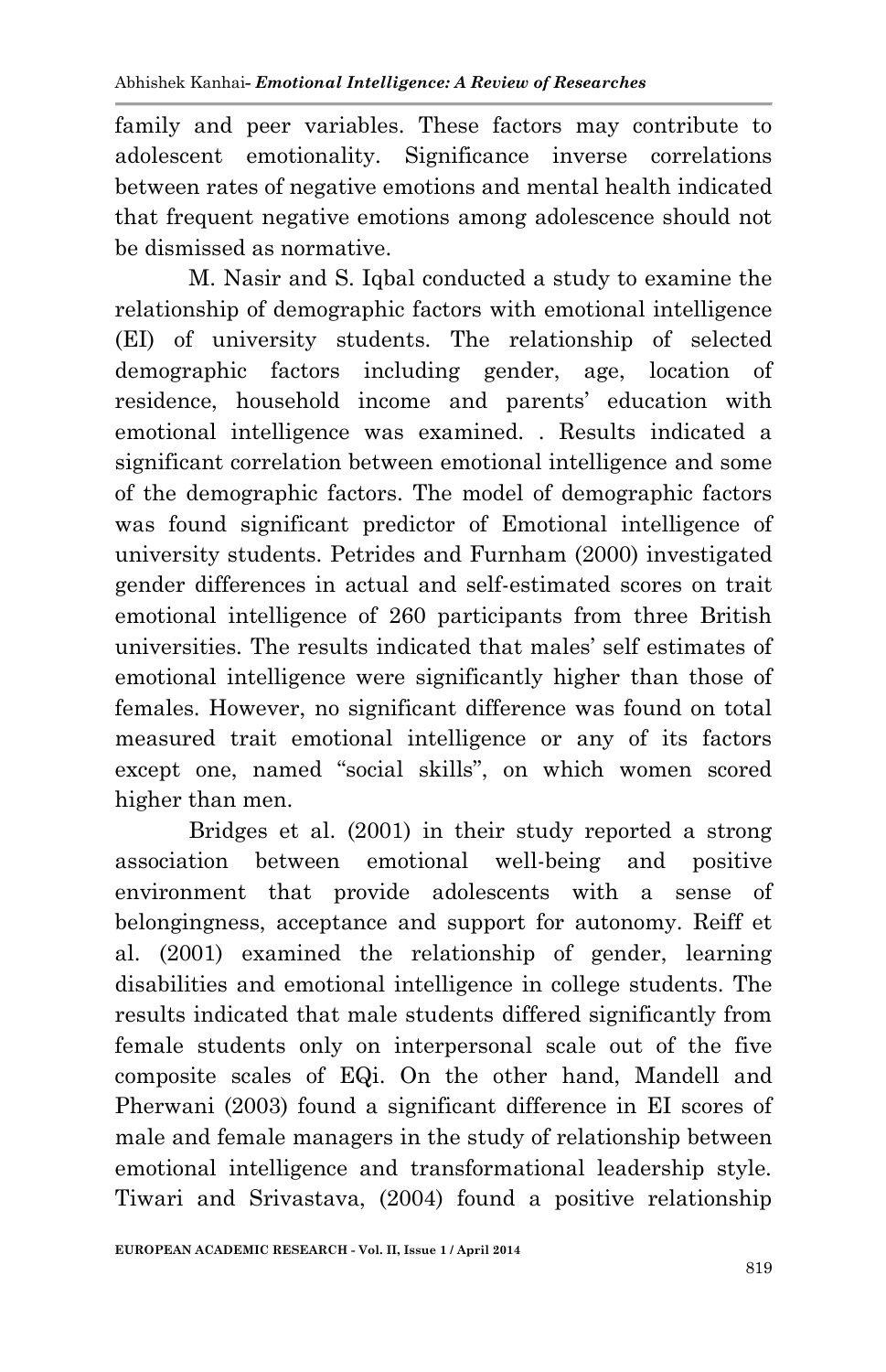family and peer variables. These factors may contribute to adolescent emotionality. Significance inverse correlations between rates of negative emotions and mental health indicated that frequent negative emotions among adolescence should not be dismissed as normative.

M. Nasir and S. Iqbal conducted a study to examine the relationship of demographic factors with emotional intelligence (EI) of university students. The relationship of selected demographic factors including gender, age, location of residence, household income and parents' education with emotional intelligence was examined. . Results indicated a significant correlation between emotional intelligence and some of the demographic factors. The model of demographic factors was found significant predictor of Emotional intelligence of university students. Petrides and Furnham (2000) investigated gender differences in actual and self-estimated scores on trait emotional intelligence of 260 participants from three British universities. The results indicated that males' self estimates of emotional intelligence were significantly higher than those of females. However, no significant difference was found on total measured trait emotional intelligence or any of its factors except one, named "social skills", on which women scored higher than men.

Bridges et al. (2001) in their study reported a strong association between emotional well-being and positive environment that provide adolescents with a sense of belongingness, acceptance and support for autonomy. Reiff et al. (2001) examined the relationship of gender, learning disabilities and emotional intelligence in college students. The results indicated that male students differed significantly from female students only on interpersonal scale out of the five composite scales of EQi. On the other hand, Mandell and Pherwani (2003) found a significant difference in EI scores of male and female managers in the study of relationship between emotional intelligence and transformational leadership style. Tiwari and Srivastava, (2004) found a positive relationship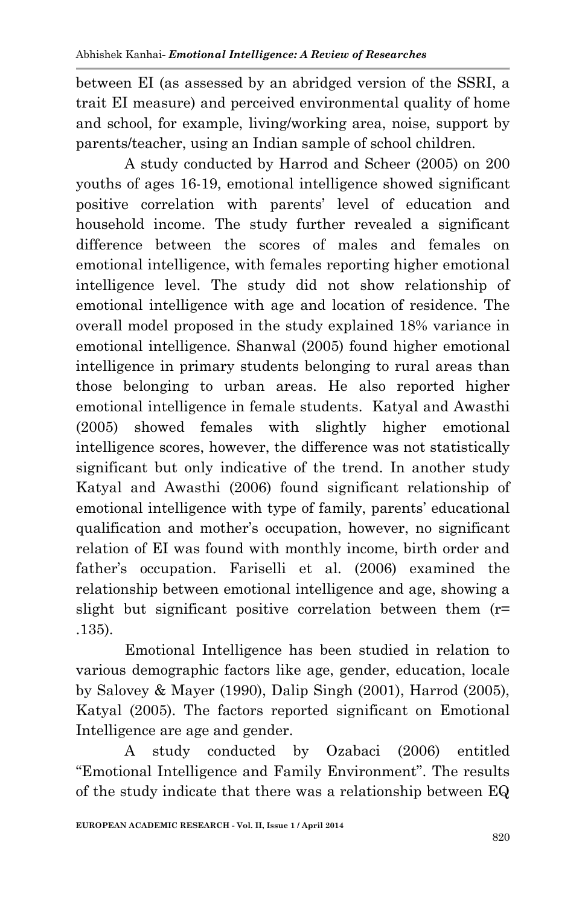between EI (as assessed by an abridged version of the SSRI, a trait EI measure) and perceived environmental quality of home and school, for example, living/working area, noise, support by parents/teacher, using an Indian sample of school children.

A study conducted by Harrod and Scheer (2005) on 200 youths of ages 16-19, emotional intelligence showed significant positive correlation with parents' level of education and household income. The study further revealed a significant difference between the scores of males and females on emotional intelligence, with females reporting higher emotional intelligence level. The study did not show relationship of emotional intelligence with age and location of residence. The overall model proposed in the study explained 18% variance in emotional intelligence. Shanwal (2005) found higher emotional intelligence in primary students belonging to rural areas than those belonging to urban areas. He also reported higher emotional intelligence in female students. Katyal and Awasthi (2005) showed females with slightly higher emotional intelligence scores, however, the difference was not statistically significant but only indicative of the trend. In another study Katyal and Awasthi (2006) found significant relationship of emotional intelligence with type of family, parents' educational qualification and mother's occupation, however, no significant relation of EI was found with monthly income, birth order and father's occupation. Fariselli et al. (2006) examined the relationship between emotional intelligence and age, showing a slight but significant positive correlation between them ($r = .135$).

Emotional Intelligence has been studied in relation to various demographic factors like age, gender, education, locale by Salovey & Mayer (1990), Dalip Singh (2001), Harrod (2005), Katyal (2005). The factors reported significant on Emotional Intelligence are age and gender.

A study conducted by Ozabaci (2006) entitled "Emotional Intelligence and Family Environment". The results of the study indicate that there was a relationship between EQ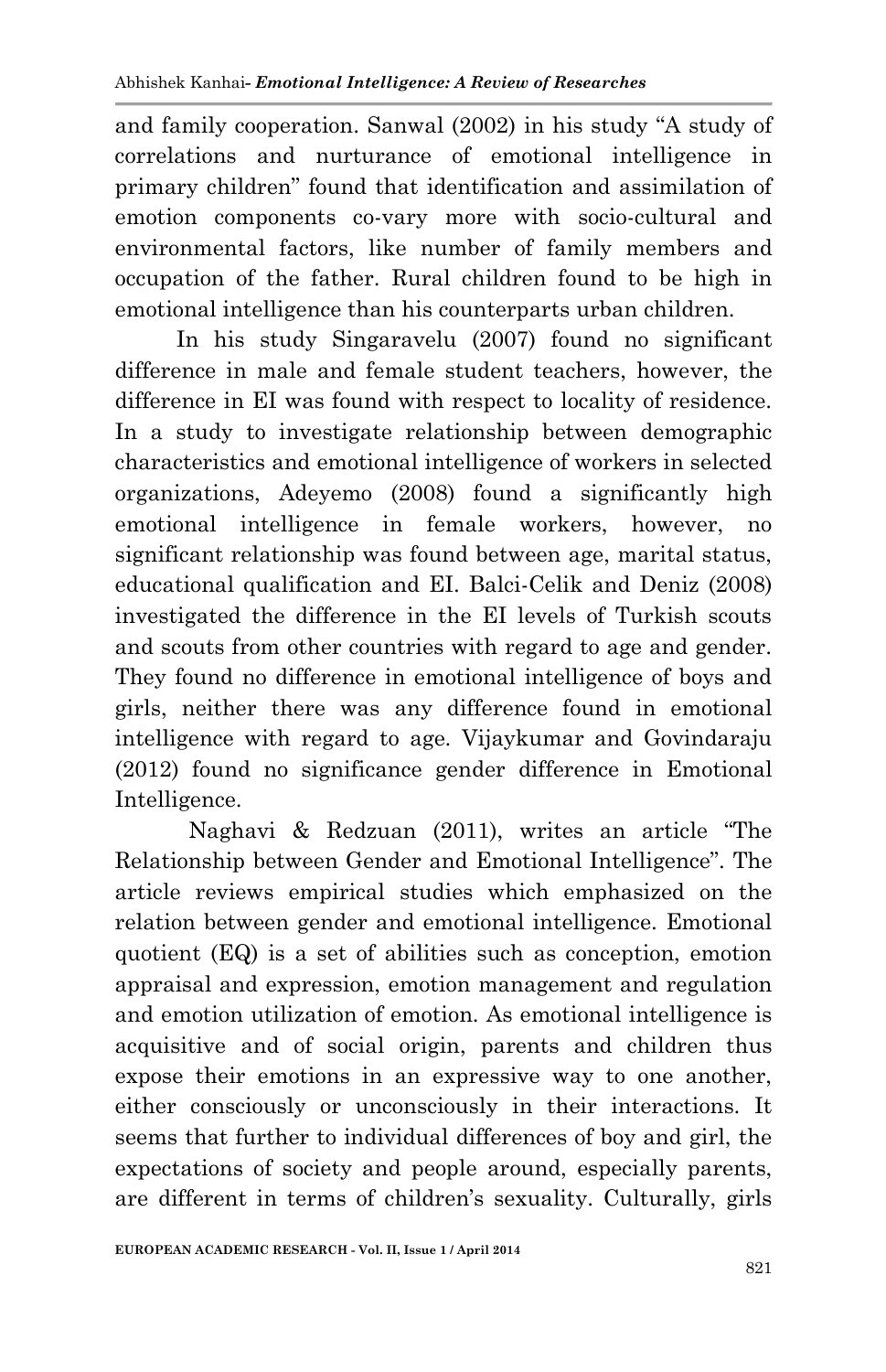and family cooperation. Sanwal (2002) in his study "A study of correlations and nurturance of emotional intelligence in primary children" found that identification and assimilation of emotion components co-vary more with socio-cultural and environmental factors, like number of family members and occupation of the father. Rural children found to be high in emotional intelligence than his counterparts urban children.

In his study Singaravelu (2007) found no significant difference in male and female student teachers, however, the difference in EI was found with respect to locality of residence. In a study to investigate relationship between demographic characteristics and emotional intelligence of workers in selected organizations, Adeyemo (2008) found a significantly high emotional intelligence in female workers, however, no significant relationship was found between age, marital status, educational qualification and EI. Balci-Celik and Deniz (2008) investigated the difference in the EI levels of Turkish scouts and scouts from other countries with regard to age and gender. They found no difference in emotional intelligence of boys and girls, neither there was any difference found in emotional intelligence with regard to age. Vijaykumar and Govindaraju (2012) found no significance gender difference in Emotional Intelligence.

Naghavi & Redzuan (2011), writes an article "The Relationship between Gender and Emotional Intelligence". The article reviews empirical studies which emphasized on the relation between gender and emotional intelligence. Emotional quotient (EQ) is a set of abilities such as conception, emotion appraisal and expression, emotion management and regulation and emotion utilization of emotion. As emotional intelligence is acquisitive and of social origin, parents and children thus expose their emotions in an expressive way to one another, either consciously or unconsciously in their interactions. It seems that further to individual differences of boy and girl, the expectations of society and people around, especially parents, are different in terms of children's sexuality. Culturally, girls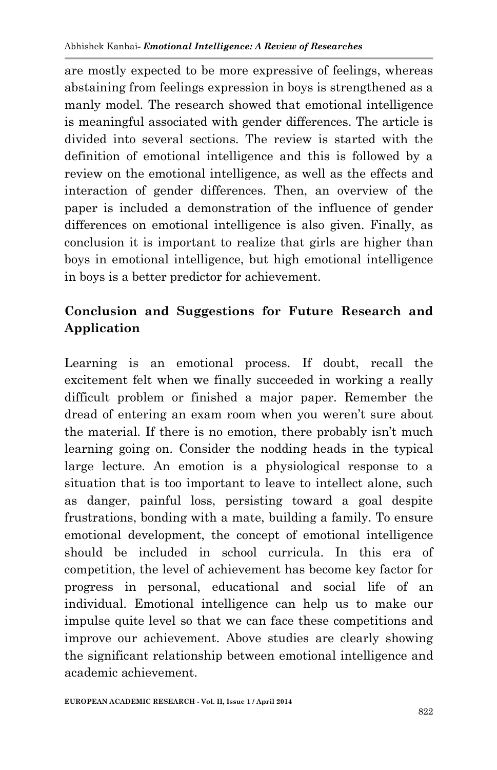are mostly expected to be more expressive of feelings, whereas abstaining from feelings expression in boys is strengthened as a manly model. The research showed that emotional intelligence is meaningful associated with gender differences. The article is divided into several sections. The review is started with the definition of emotional intelligence and this is followed by a review on the emotional intelligence, as well as the effects and interaction of gender differences. Then, an overview of the paper is included a demonstration of the influence of gender differences on emotional intelligence is also given. Finally, as conclusion it is important to realize that girls are higher than boys in emotional intelligence, but high emotional intelligence in boys is a better predictor for achievement.

## Conclusion and Suggestions for Future Research and Application

Learning is an emotional process. If doubt, recall the excitement felt when we finally succeeded in working a really difficult problem or finished a major paper. Remember the dread of entering an exam room when you weren't sure about the material. If there is no emotion, there probably isn't much learning going on. Consider the nodding heads in the typical large lecture. An emotion is a physiological response to a situation that is too important to leave to intellect alone, such as danger, painful loss, persisting toward a goal despite frustrations, bonding with a mate, building a family. To ensure emotional development, the concept of emotional intelligence should be included in school curricula. In this era of competition, the level of achievement has become key factor for progress in personal, educational and social life of an individual. Emotional intelligence can help us to make our impulse quite level so that we can face these competitions and improve our achievement. Above studies are clearly showing the significant relationship between emotional intelligence and academic achievement.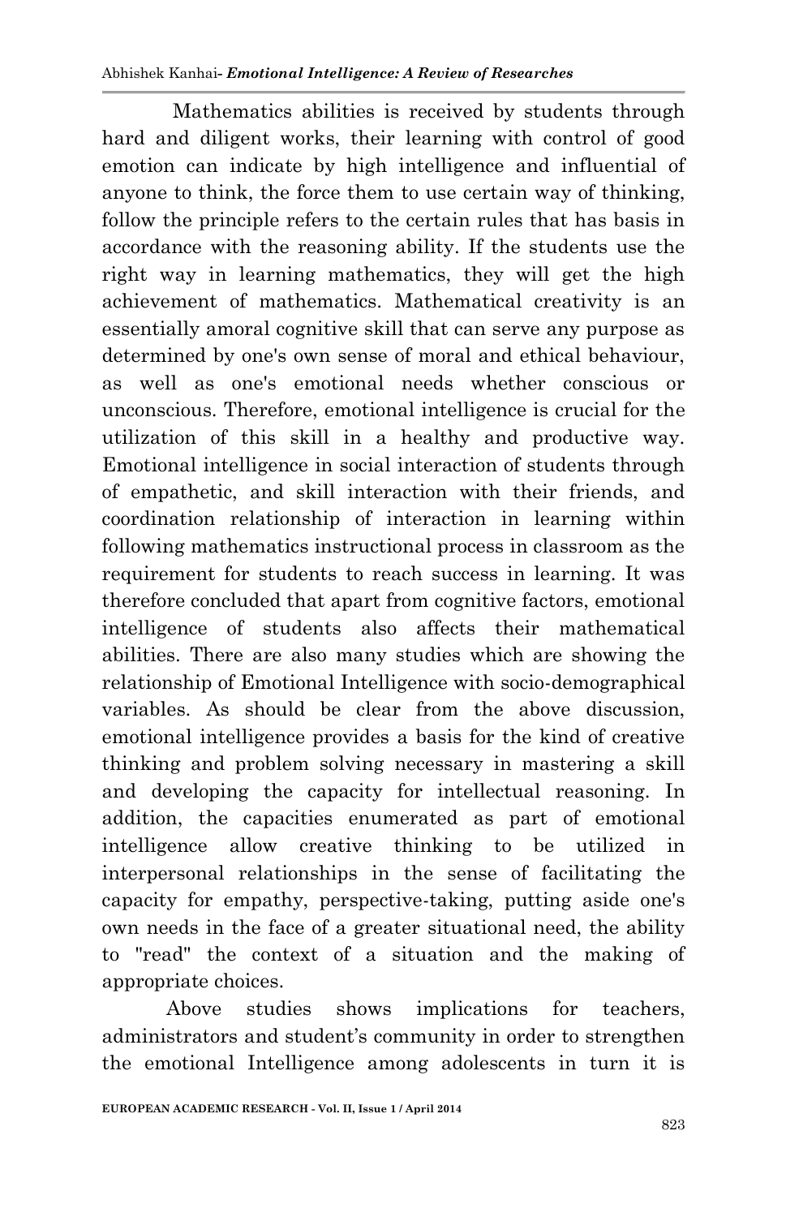Mathematics abilities is received by students through hard and diligent works, their learning with control of good emotion can indicate by high intelligence and influential of anyone to think, the force them to use certain way of thinking, follow the principle refers to the certain rules that has basis in accordance with the reasoning ability. If the students use the right way in learning mathematics, they will get the high achievement of mathematics. Mathematical creativity is an essentially amoral cognitive skill that can serve any purpose as determined by one's own sense of moral and ethical behaviour, as well as one's emotional needs whether conscious or unconscious. Therefore, emotional intelligence is crucial for the utilization of this skill in a healthy and productive way. Emotional intelligence in social interaction of students through of empathetic, and skill interaction with their friends, and coordination relationship of interaction in learning within following mathematics instructional process in classroom as the requirement for students to reach success in learning. It was therefore concluded that apart from cognitive factors, emotional intelligence of students also affects their mathematical abilities. There are also many studies which are showing the relationship of Emotional Intelligence with socio-demographical variables. As should be clear from the above discussion, emotional intelligence provides a basis for the kind of creative thinking and problem solving necessary in mastering a skill and developing the capacity for intellectual reasoning. In addition, the capacities enumerated as part of emotional intelligence allow creative thinking to be utilized in interpersonal relationships in the sense of facilitating the capacity for empathy, perspective-taking, putting aside one's own needs in the face of a greater situational need, the ability to "read" the context of a situation and the making of appropriate choices.

Above studies shows implications for teachers, administrators and student's community in order to strengthen the emotional Intelligence among adolescents in turn it is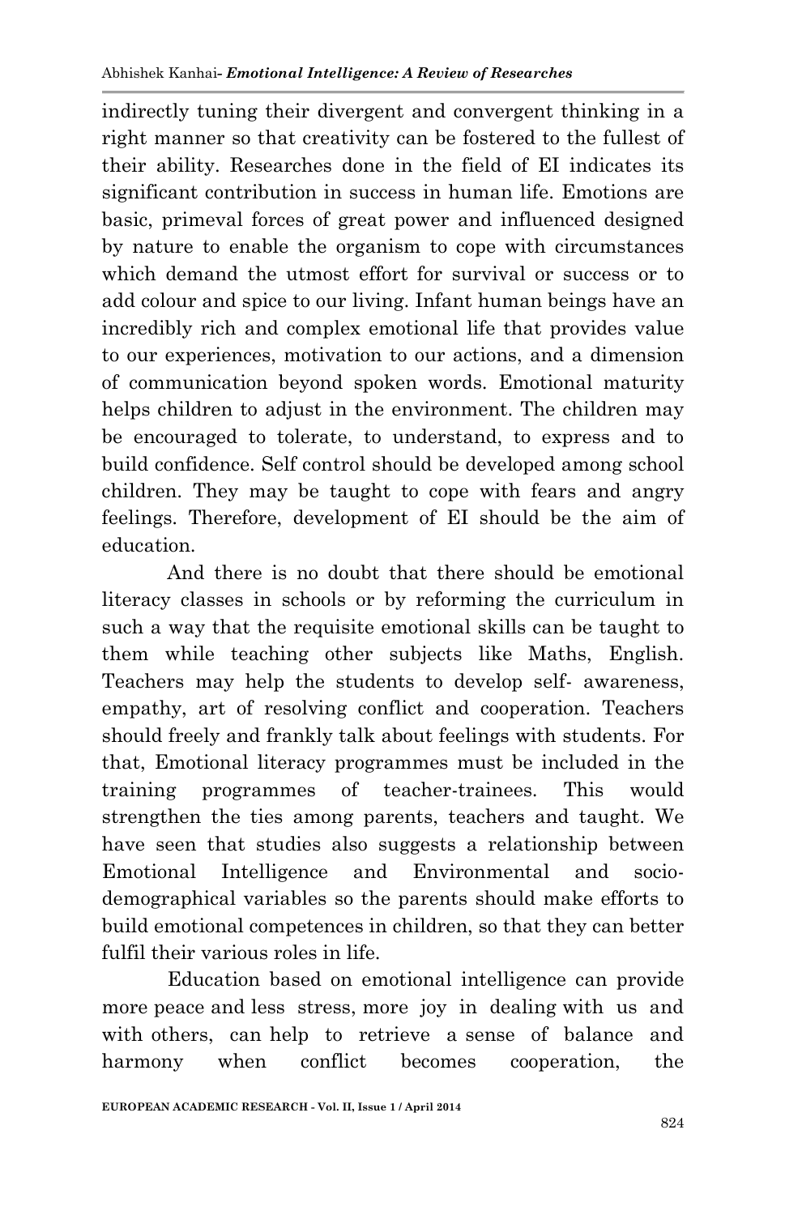indirectly tuning their divergent and convergent thinking in a right manner so that creativity can be fostered to the fullest of their ability. Researches done in the field of EI indicates its significant contribution in success in human life. Emotions are basic, primeval forces of great power and influenced designed by nature to enable the organism to cope with circumstances which demand the utmost effort for survival or success or to add colour and spice to our living. Infant human beings have an incredibly rich and complex emotional life that provides value to our experiences, motivation to our actions, and a dimension of communication beyond spoken words. Emotional maturity helps children to adjust in the environment. The children may be encouraged to tolerate, to understand, to express and to build confidence. Self control should be developed among school children. They may be taught to cope with fears and angry feelings. Therefore, development of EI should be the aim of education.

And there is no doubt that there should be emotional literacy classes in schools or by reforming the curriculum in such a way that the requisite emotional skills can be taught to them while teaching other subjects like Maths, English. Teachers may help the students to develop self- awareness, empathy, art of resolving conflict and cooperation. Teachers should freely and frankly talk about feelings with students. For that, Emotional literacy programmes must be included in the training programmes of teacher-trainees. This would strengthen the ties among parents, teachers and taught. We have seen that studies also suggests a relationship between Emotional Intelligence and Environmental and socio-demographical variables so the parents should make efforts to build emotional competences in children, so that they can better fulfil their various roles in life.

Education based on emotional intelligence can provide more peace and less stress, more joy in dealing with us and with others, can help to retrieve a sense of balance and harmony when conflict becomes cooperation, the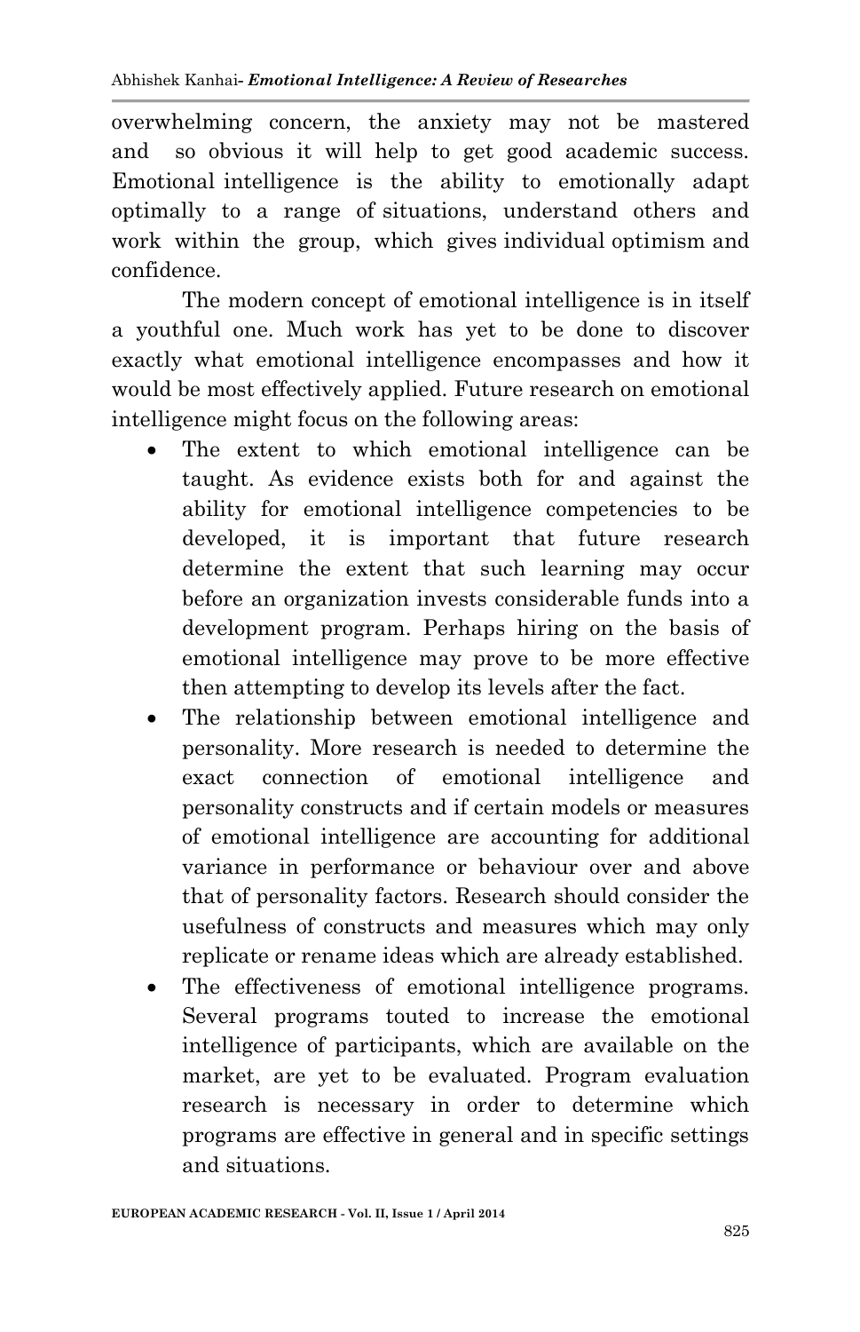overwhelming concern, the anxiety may not be mastered and so obvious it will help to get good academic success. Emotional intelligence is the ability to emotionally adapt optimally to a range of situations, understand others and work within the group, which gives individual optimism and confidence.

The modern concept of emotional intelligence is in itself a youthful one. Much work has yet to be done to discover exactly what emotional intelligence encompasses and how it would be most effectively applied. Future research on emotional intelligence might focus on the following areas:

- The extent to which emotional intelligence can be taught. As evidence exists both for and against the ability for emotional intelligence competencies to be developed, it is important that future research determine the extent that such learning may occur before an organization invests considerable funds into a development program. Perhaps hiring on the basis of emotional intelligence may prove to be more effective then attempting to develop its levels after the fact.
- The relationship between emotional intelligence and personality. More research is needed to determine the exact connection of emotional intelligence and personality constructs and if certain models or measures of emotional intelligence are accounting for additional variance in performance or behaviour over and above that of personality factors. Research should consider the usefulness of constructs and measures which may only replicate or rename ideas which are already established.
- The effectiveness of emotional intelligence programs. Several programs touted to increase the emotional intelligence of participants, which are available on the market, are yet to be evaluated. Program evaluation research is necessary in order to determine which programs are effective in general and in specific settings and situations.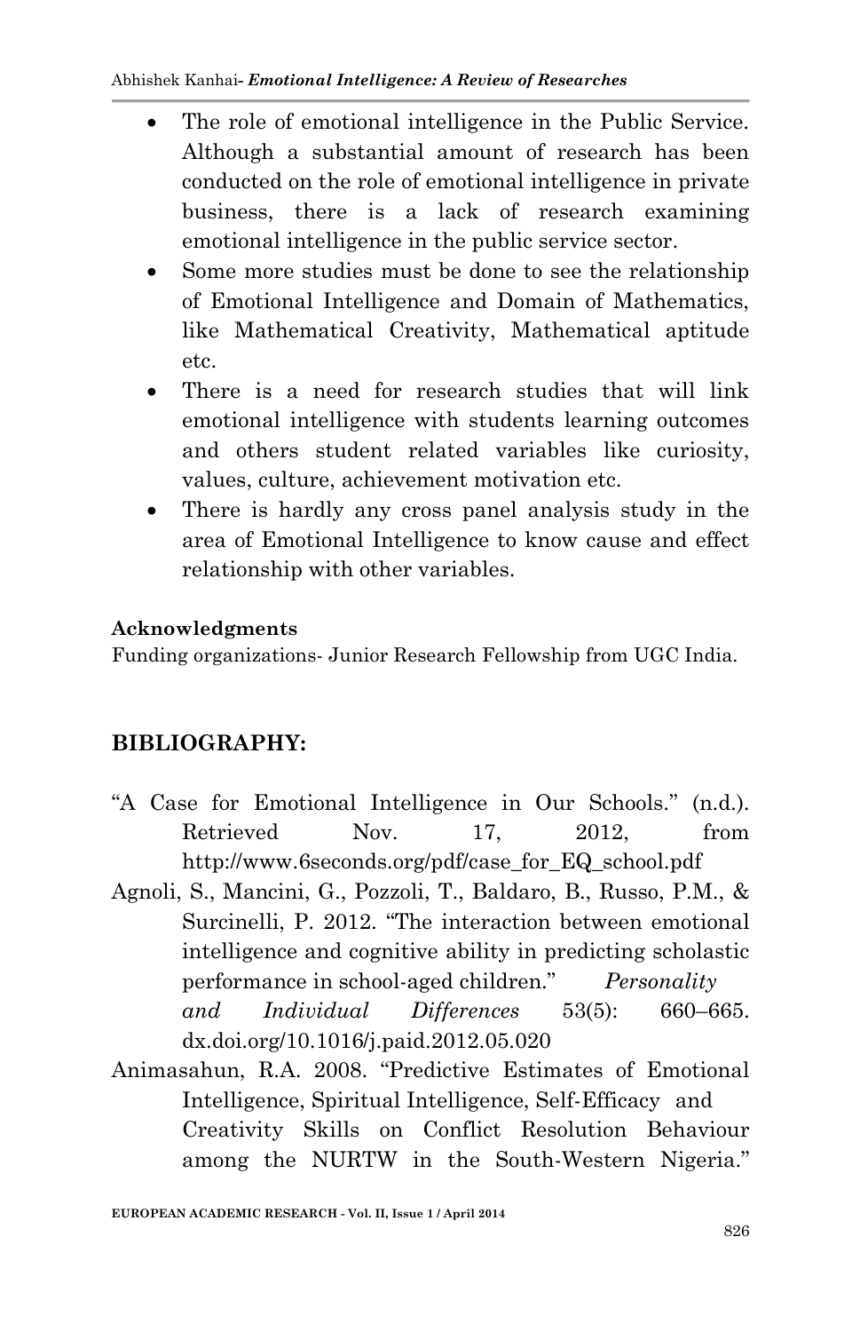- The role of emotional intelligence in the Public Service. Although a substantial amount of research has been conducted on the role of emotional intelligence in private business, there is a lack of research examining emotional intelligence in the public service sector.
- Some more studies must be done to see the relationship of Emotional Intelligence and Domain of Mathematics, like Mathematical Creativity, Mathematical aptitude etc.
- There is a need for research studies that will link emotional intelligence with students learning outcomes and others student related variables like curiosity, values, culture, achievement motivation etc.
- There is hardly any cross panel analysis study in the area of Emotional Intelligence to know cause and effect relationship with other variables.

**Acknowledgments**

Funding organizations- Junior Research Fellowship from UGC India.

## BIBLIOGRAPHY:

"A Case for Emotional Intelligence in Our Schools." (n.d.). Retrieved Nov. 17, 2012, from http://www.6seconds.org/pdf/case_for_EQ_school.pdf

Agnoli, S., Mancini, G., Pozzoli, T., Baldaro, B., Russo, P.M., & Surcinelli, P. 2012. "The interaction between emotional intelligence and cognitive ability in predicting scholastic performance in school-aged children." *Personality and Individual Differences* 53(5): 660–665. dx.doi.org/10.1016/j.paid.2012.05.020

Animasahun, R.A. 2008. "Predictive Estimates of Emotional Intelligence, Spiritual Intelligence, Self-Efficacy and Creativity Skills on Conflict Resolution Behaviour among the NURTW in the South-Western Nigeria."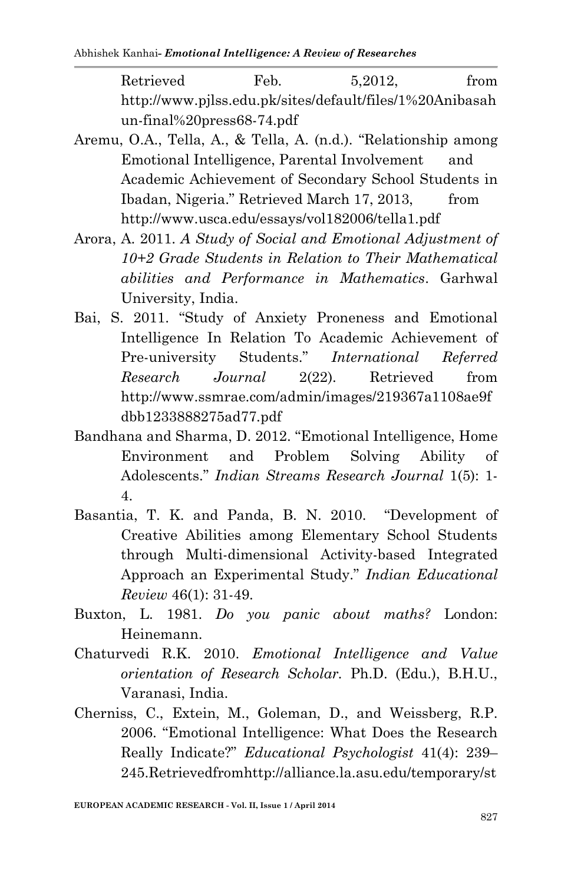Retrieved Feb. 5,2012, from http://www.pjlss.edu.pk/sites/default/files/1%20Anibasahun-final%20press68-74.pdf

Aremu, O.A., Tella, A., & Tella, A. (n.d.). "Relationship among Emotional Intelligence, Parental Involvement and Academic Achievement of Secondary School Students in Ibadan, Nigeria." Retrieved March 17, 2013, from http://www.usca.edu/essays/vol182006/tella1.pdf

Arora, A. 2011. *A Study of Social and Emotional Adjustment of 10+2 Grade Students in Relation to Their Mathematical abilities and Performance in Mathematics*. Garhwal University, India.

Bai, S. 2011. "Study of Anxiety Proneness and Emotional Intelligence In Relation To Academic Achievement of Pre-university Students." *International Referred Research Journal* 2(22). Retrieved from http://www.ssmrae.com/admin/images/219367a1108ae9fdbb1233888275ad77.pdf

Bandhana and Sharma, D. 2012. "Emotional Intelligence, Home Environment and Problem Solving Ability of Adolescents." *Indian Streams Research Journal* 1(5): 1-4.

Basantia, T. K. and Panda, B. N. 2010. "Development of Creative Abilities among Elementary School Students through Multi-dimensional Activity-based Integrated Approach an Experimental Study." *Indian Educational Review* 46(1): 31-49.

Buxton, L. 1981. *Do you panic about maths?* London: Heinemann.

Chaturvedi R.K. 2010. *Emotional Intelligence and Value orientation of Research Scholar*. Ph.D. (Edu.), B.H.U., Varanasi, India.

Cherniss, C., Extein, M., Goleman, D., and Weissberg, R.P. 2006. "Emotional Intelligence: What Does the Research Really Indicate?" *Educational Psychologist* 41(4): 239–245.Retrievedfromhttp://alliance.la.asu.edu/temporary/st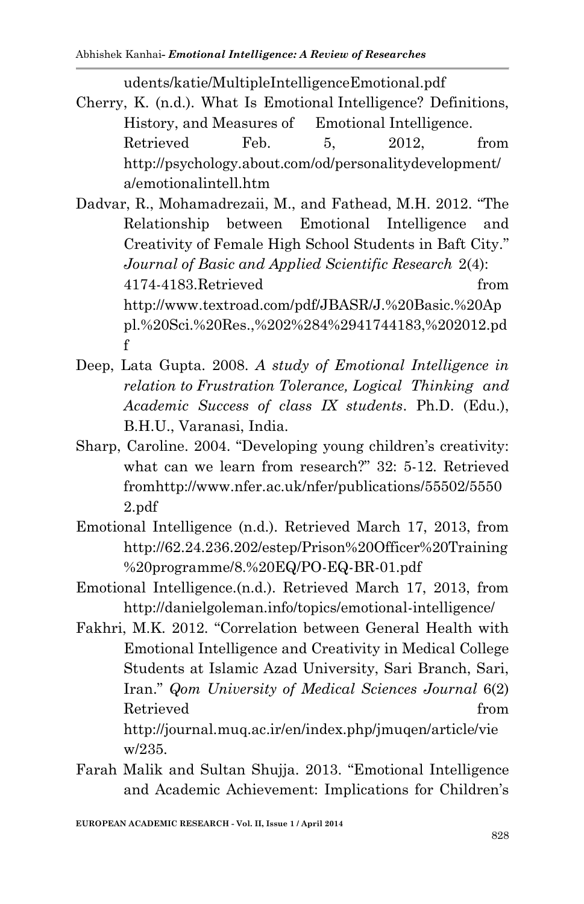udents/katie/MultipleIntelligenceEmotional.pdf

Cherry, K. (n.d.). What Is Emotional Intelligence? Definitions, History, and Measures of Emotional Intelligence. Retrieved Feb. 5, 2012, from http://psychology.about.com/od/personalitydevelopment/a/emotionalintell.htm

Dadvar, R., Mohamadrezaii, M., and Fathead, M.H. 2012. "The Relationship between Emotional Intelligence and Creativity of Female High School Students in Baft City." *Journal of Basic and Applied Scientific Research* 2(4): 4174-4183.Retrieved from http://www.textroad.com/pdf/JBASR/J.%20Basic.%20Appl.%20Sci.%20Res.,%202%284%2941744183,%202012.pdf

Deep, Lata Gupta. 2008. *A study of Emotional Intelligence in relation to Frustration Tolerance, Logical Thinking and Academic Success of class IX students*. Ph.D. (Edu.), B.H.U., Varanasi, India.

Sharp, Caroline. 2004. "Developing young children's creativity: what can we learn from research?" 32: 5-12. Retrieved fromhttp://www.nfer.ac.uk/nfer/publications/55502/55502.pdf

Emotional Intelligence (n.d.). Retrieved March 17, 2013, from http://62.24.236.202/estep/Prison%20Officer%20Training%20programme/8.%20EQ/PO-EQ-BR-01.pdf

Emotional Intelligence.(n.d.). Retrieved March 17, 2013, from http://danielgoleman.info/topics/emotional-intelligence/

Fakhri, M.K. 2012. "Correlation between General Health with Emotional Intelligence and Creativity in Medical College Students at Islamic Azad University, Sari Branch, Sari, Iran." *Qom University of Medical Sciences Journal* 6(2) Retrieved from http://journal.muq.ac.ir/en/index.php/jmuqen/article/view/235.

Farah Malik and Sultan Shujja. 2013. "Emotional Intelligence and Academic Achievement: Implications for Children's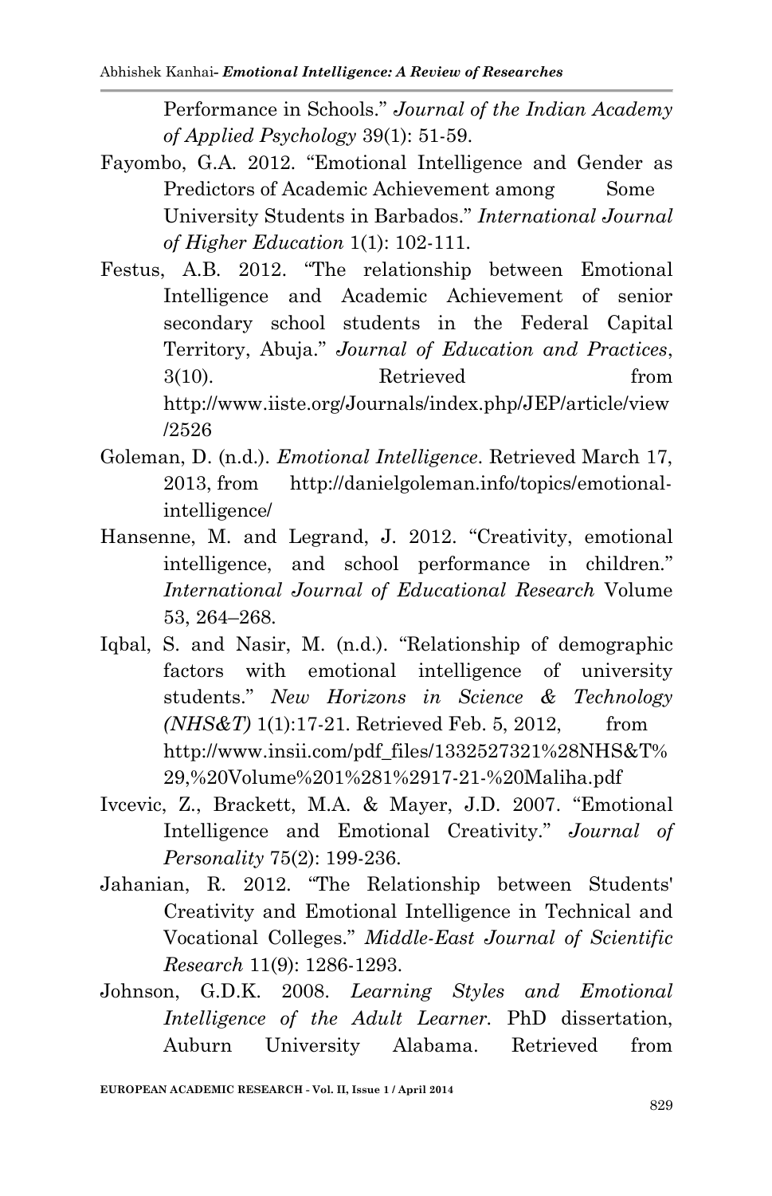Performance in Schools." *Journal of the Indian Academy of Applied Psychology* 39(1): 51-59.

Fayombo, G.A. 2012. "Emotional Intelligence and Gender as Predictors of Academic Achievement among Some University Students in Barbados." *International Journal of Higher Education* 1(1): 102-111.

Festus, A.B. 2012. "The relationship between Emotional Intelligence and Academic Achievement of senior secondary school students in the Federal Capital Territory, Abuja." *Journal of Education and Practices*, 3(10). Retrieved from http://www.iiste.org/Journals/index.php/JEP/article/view/2526

Goleman, D. (n.d.). *Emotional Intelligence*. Retrieved March 17, 2013, from http://danielgoleman.info/topics/emotional-intelligence/

Hansenne, M. and Legrand, J. 2012. "Creativity, emotional intelligence, and school performance in children." *International Journal of Educational Research* Volume 53, 264–268.

Iqbal, S. and Nasir, M. (n.d.). "Relationship of demographic factors with emotional intelligence of university students." *New Horizons in Science & Technology (NHS&T)* 1(1):17-21. Retrieved Feb. 5, 2012, from http://www.insii.com/pdf_files/1332527321%28NHS&T%29,%20Volume%201%281%2917-21-%20Maliha.pdf

Ivcevic, Z., Brackett, M.A. & Mayer, J.D. 2007. "Emotional Intelligence and Emotional Creativity." *Journal of Personality* 75(2): 199-236.

Jahanian, R. 2012. "The Relationship between Students' Creativity and Emotional Intelligence in Technical and Vocational Colleges." *Middle-East Journal of Scientific Research* 11(9): 1286-1293.

Johnson, G.D.K. 2008. *Learning Styles and Emotional Intelligence of the Adult Learner.* PhD dissertation, Auburn University Alabama. Retrieved from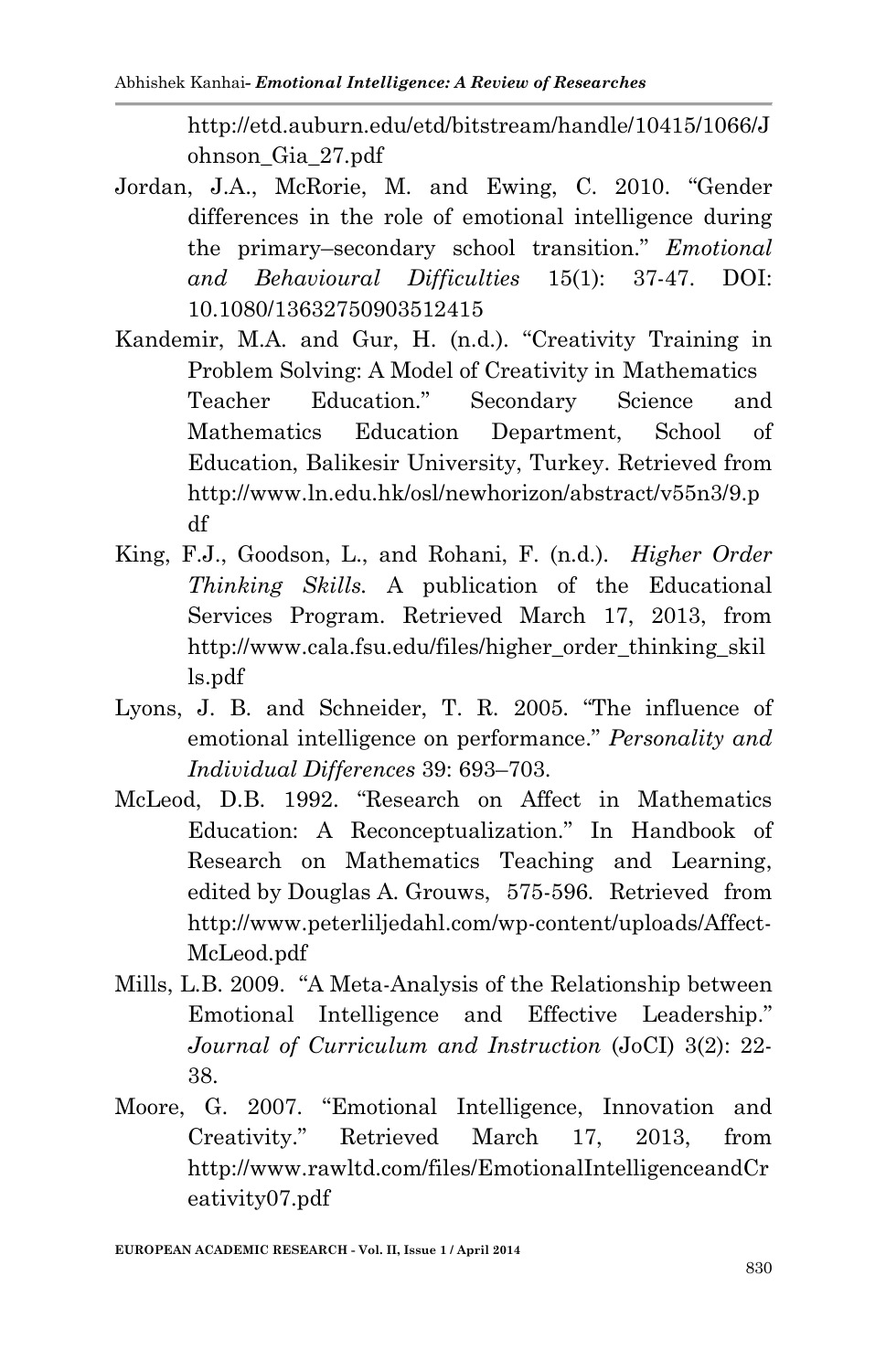http://etd.auburn.edu/etd/bitstream/handle/10415/1066/Johnson_Gia_27.pdf

Jordan, J.A., McRorie, M. and Ewing, C. 2010. "Gender differences in the role of emotional intelligence during the primary–secondary school transition." *Emotional and Behavioural Difficulties* 15(1): 37-47. DOI: 10.1080/13632750903512415

Kandemir, M.A. and Gur, H. (n.d.). "Creativity Training in Problem Solving: A Model of Creativity in Mathematics Teacher Education." Secondary Science and Mathematics Education Department, School of Education, Balikesir University, Turkey. Retrieved from http://www.ln.edu.hk/osl/newhorizon/abstract/v55n3/9.pdf

King, F.J., Goodson, L., and Rohani, F. (n.d.). *Higher Order Thinking Skills.* A publication of the Educational Services Program. Retrieved March 17, 2013, from http://www.cala.fsu.edu/files/higher_order_thinking_skills.pdf

Lyons, J. B. and Schneider, T. R. 2005. "The influence of emotional intelligence on performance." *Personality and Individual Differences* 39: 693–703.

McLeod, D.B. 1992. "Research on Affect in Mathematics Education: A Reconceptualization." In Handbook of Research on Mathematics Teaching and Learning, edited by Douglas A. Grouws, 575-596. Retrieved from http://www.peterliljedahl.com/wp-content/uploads/Affect-McLeod.pdf

Mills, L.B. 2009. "A Meta-Analysis of the Relationship between Emotional Intelligence and Effective Leadership." *Journal of Curriculum and Instruction* (JoCI) 3(2): 22-38.

Moore, G. 2007. "Emotional Intelligence, Innovation and Creativity." Retrieved March 17, 2013, from http://www.rawltd.com/files/EmotionalIntelligenceandCreativity07.pdf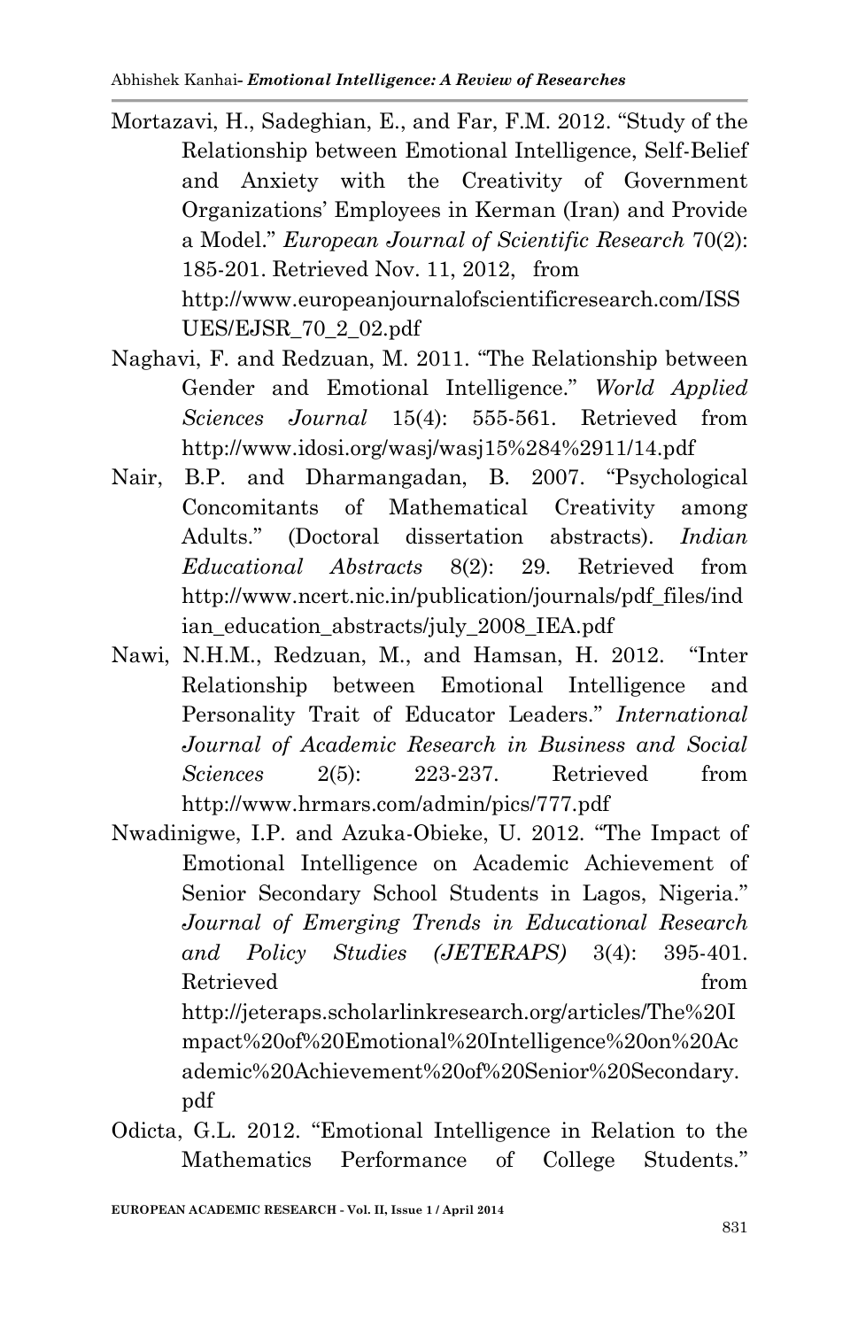Mortazavi, H., Sadeghian, E., and Far, F.M. 2012. "Study of the Relationship between Emotional Intelligence, Self-Belief and Anxiety with the Creativity of Government Organizations' Employees in Kerman (Iran) and Provide a Model." *European Journal of Scientific Research* 70(2): 185-201. Retrieved Nov. 11, 2012, from http://www.europeanjournalofscientificresearch.com/ISSUES/EJSR_70_2_02.pdf

Naghavi, F. and Redzuan, M. 2011. "The Relationship between Gender and Emotional Intelligence." *World Applied Sciences Journal* 15(4): 555-561. Retrieved from http://www.idosi.org/wasj/wasj15%284%2911/14.pdf

Nair, B.P. and Dharmangadan, B. 2007. "Psychological Concomitants of Mathematical Creativity among Adults." (Doctoral dissertation abstracts). *Indian Educational Abstracts* 8(2): 29. Retrieved from http://www.ncert.nic.in/publication/journals/pdf_files/indian_education_abstracts/july_2008_IEA.pdf

Nawi, N.H.M., Redzuan, M., and Hamsan, H. 2012. "Inter Relationship between Emotional Intelligence and Personality Trait of Educator Leaders." *International Journal of Academic Research in Business and Social Sciences* 2(5): 223-237. Retrieved from http://www.hrmars.com/admin/pics/777.pdf

Nwadinigwe, I.P. and Azuka-Obieke, U. 2012. "The Impact of Emotional Intelligence on Academic Achievement of Senior Secondary School Students in Lagos, Nigeria." *Journal of Emerging Trends in Educational Research and Policy Studies (JETERAPS)* 3(4): 395-401. Retrieved from http://jeteraps.scholarlinkresearch.org/articles/The%20Impact%20of%20Emotional%20Intelligence%20on%20Academic%20Achievement%20of%20Senior%20Secondary.pdf

Odicta, G.L. 2012. "Emotional Intelligence in Relation to the Mathematics Performance of College Students."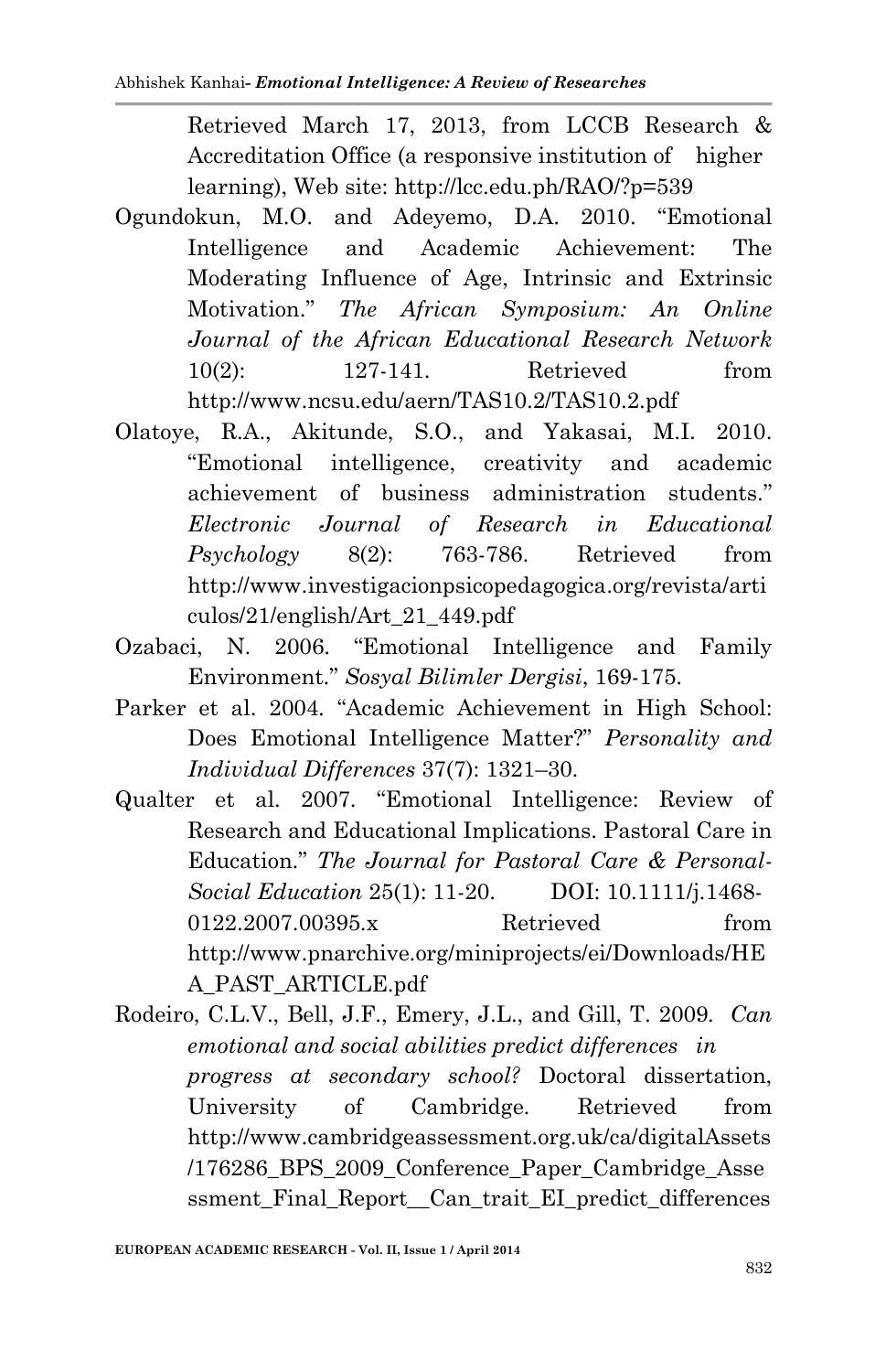Retrieved March 17, 2013, from LCCB Research & Accreditation Office (a responsive institution of higher learning), Web site: http://lcc.edu.ph/RAO/?p=539

Ogundokun, M.O. and Adeyemo, D.A. 2010. "Emotional Intelligence and Academic Achievement: The Moderating Influence of Age, Intrinsic and Extrinsic Motivation." *The African Symposium: An Online Journal of the African Educational Research Network* 10(2): 127-141. Retrieved from http://www.ncsu.edu/aern/TAS10.2/TAS10.2.pdf

Olatoye, R.A., Akitunde, S.O., and Yakasai, M.I. 2010. "Emotional intelligence, creativity and academic achievement of business administration students." *Electronic Journal of Research in Educational Psychology* 8(2): 763-786. Retrieved from http://www.investigacionpsicopedagogica.org/revista/articulos/21/english/Art_21_449.pdf

Ozabaci, N. 2006. "Emotional Intelligence and Family Environment." *Sosyal Bilimler Dergisi*, 169-175.

Parker et al. 2004. "Academic Achievement in High School: Does Emotional Intelligence Matter?" *Personality and Individual Differences* 37(7): 1321–30.

Qualter et al. 2007. "Emotional Intelligence: Review of Research and Educational Implications. Pastoral Care in Education." *The Journal for Pastoral Care & Personal-Social Education* 25(1): 11-20. DOI: 10.1111/j.1468-0122.2007.00395.x Retrieved from http://www.pnarchive.org/miniprojects/ei/Downloads/HEA_PAST_ARTICLE.pdf

Rodeiro, C.L.V., Bell, J.F., Emery, J.L., and Gill, T. 2009. *Can emotional and social abilities predict differences in progress at secondary school?* Doctoral dissertation, University of Cambridge. Retrieved from http://www.cambridgeassessment.org.uk/ca/digitalAssets/176286_BPS_2009_Conference_Paper_Cambridge_Assessment_Final_Report__Can_trait_EI_predict_differences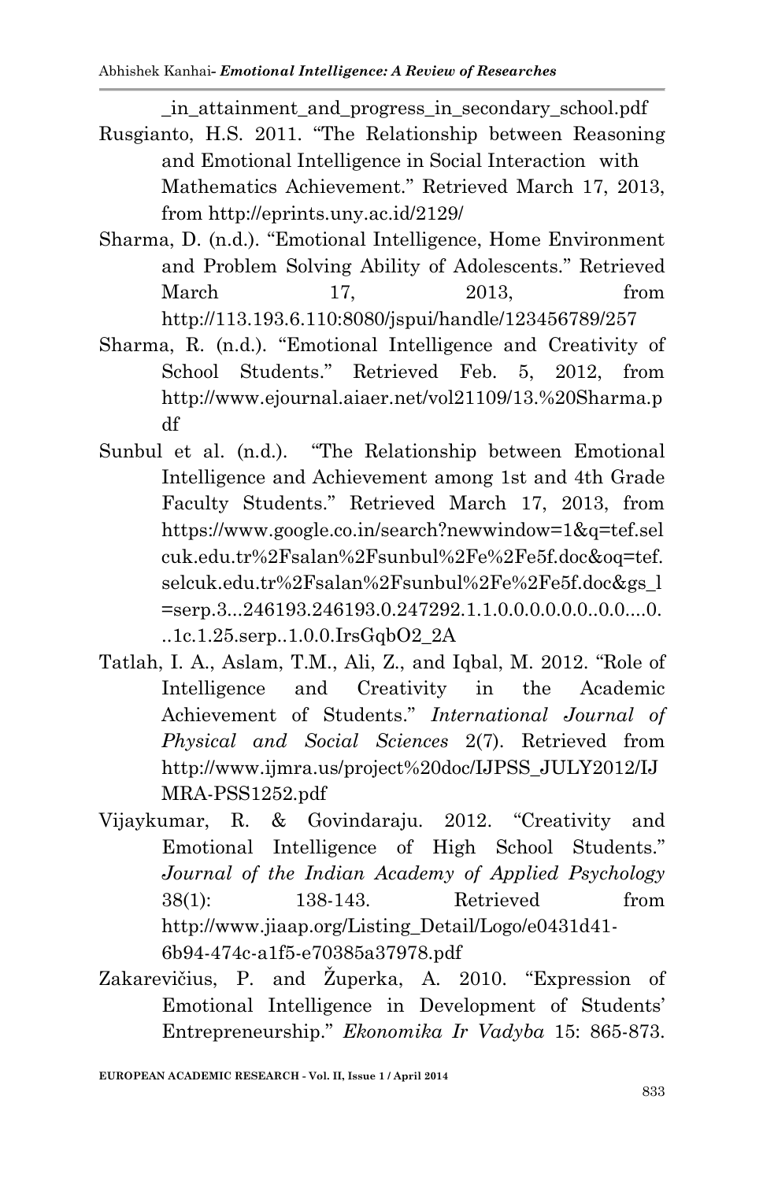_in_attainment_and_progress_in_secondary_school.pdf

Rusgianto, H.S. 2011. "The Relationship between Reasoning and Emotional Intelligence in Social Interaction with Mathematics Achievement." Retrieved March 17, 2013, from http://eprints.uny.ac.id/2129/

Sharma, D. (n.d.). "Emotional Intelligence, Home Environment and Problem Solving Ability of Adolescents." Retrieved March 17, 2013, from http://113.193.6.110:8080/jspui/handle/123456789/257

Sharma, R. (n.d.). "Emotional Intelligence and Creativity of School Students." Retrieved Feb. 5, 2012, from http://www.ejournal.aiaer.net/vol21109/13.%20Sharma.pdf

Sunbul et al. (n.d.). "The Relationship between Emotional Intelligence and Achievement among 1st and 4th Grade Faculty Students." Retrieved March 17, 2013, from https://www.google.co.in/search?newwindow=1&q=tef.selcuk.edu.tr%2Fsalan%2Fsunbul%2Fe%2Fe5f.doc&oq=tef.selcuk.edu.tr%2Fsalan%2Fsunbul%2Fe%2Fe5f.doc&gs_l=serp.3...246193.246193.0.247292.1.1.0.0.0.0.0.0..0.0....0...1c.1.25.serp..1.0.0.IrsGqbO2_2A

Tatlah, I. A., Aslam, T.M., Ali, Z., and Iqbal, M. 2012. "Role of Intelligence and Creativity in the Academic Achievement of Students." *International Journal of Physical and Social Sciences* 2(7). Retrieved from http://www.ijmra.us/project%20doc/IJPSS_JULY2012/IJMRA-PSS1252.pdf

Vijaykumar, R. & Govindaraju. 2012. "Creativity and Emotional Intelligence of High School Students." *Journal of the Indian Academy of Applied Psychology* 38(1): 138-143. Retrieved from http://www.jiaap.org/Listing_Detail/Logo/e0431d41-6b94-474c-a1f5-e70385a37978.pdf

Zakarevičius, P. and Župerka, A. 2010. "Expression of Emotional Intelligence in Development of Students' Entrepreneurship." *Ekonomika Ir Vadyba* 15: 865-873.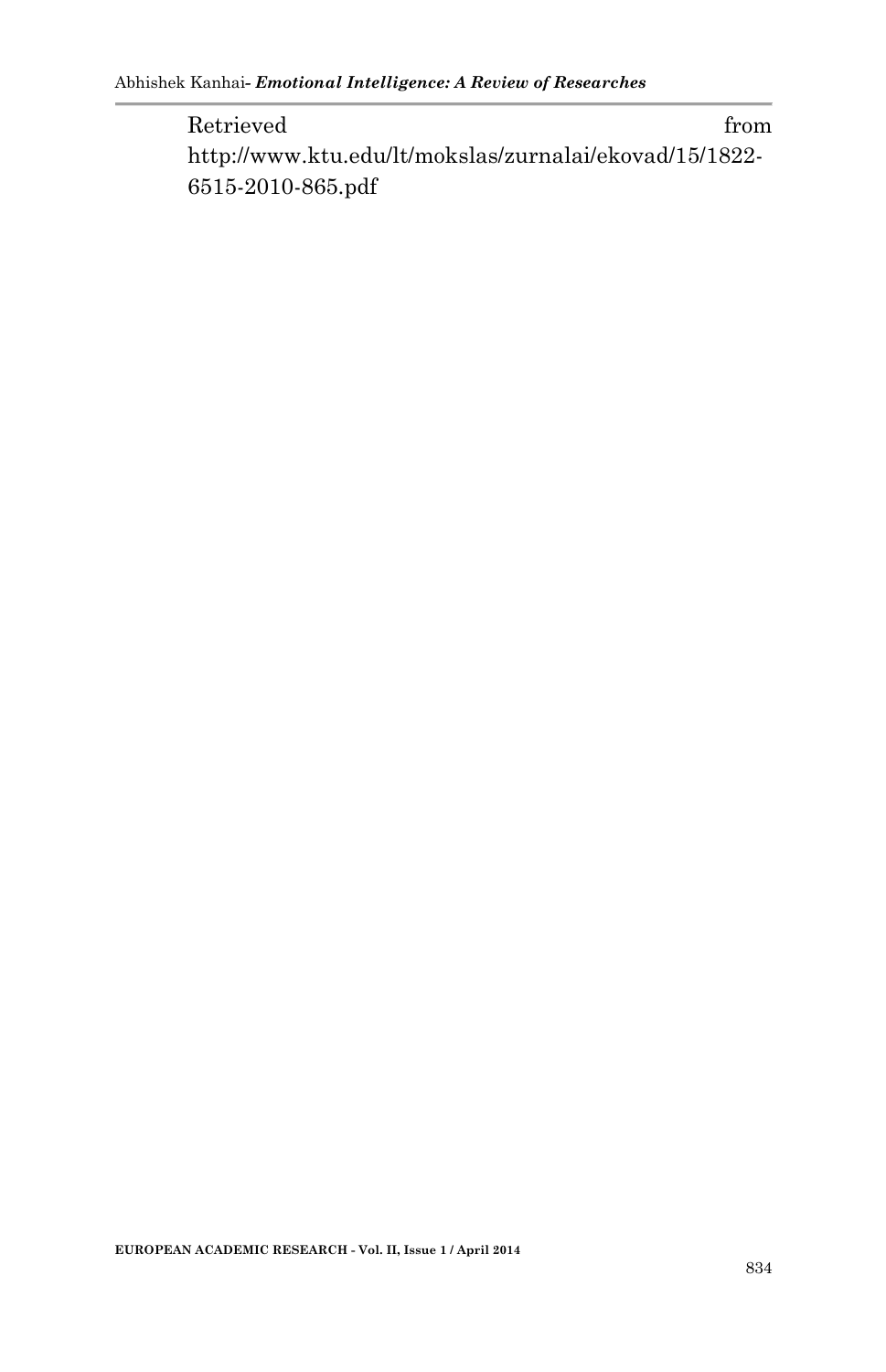Retrieved from http://www.ktu.edu/lt/mokslas/zurnalai/ekovad/15/1822-6515-2010-865.pdf